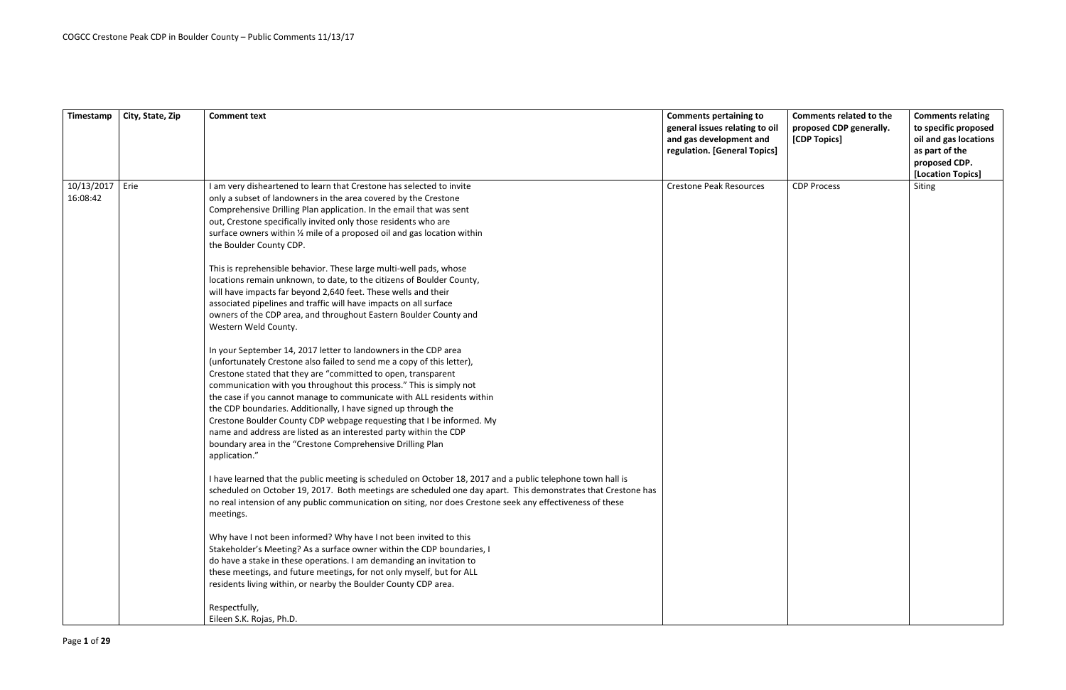| Timestamp | City, State, Zip | Comment text | Comments pertaining to general issues relating to oil and gas development and regulation. [General Topics] | Comments related to the proposed CDP generally. [CDP Topics] | Comments relating to specific proposed oil and gas locations as part of the proposed CDP. [Location Topics] |
|---|---|---|---|---|---|
| 10/13/2017 16:08:42 | Erie | I am very disheartened to learn that Crestone has selected to invite only a subset of landowners in the area covered by the Crestone Comprehensive Drilling Plan application. In the email that was sent out, Crestone specifically invited only those residents who are surface owners within ½ mile of a proposed oil and gas location within the Boulder County CDP.<br><br>This is reprehensible behavior. These large multi-well pads, whose locations remain unknown, to date, to the citizens of Boulder County, will have impacts far beyond 2,640 feet. These wells and their associated pipelines and traffic will have impacts on all surface owners of the CDP area, and throughout Eastern Boulder County and Western Weld County.<br><br>In your September 14, 2017 letter to landowners in the CDP area (unfortunately Crestone also failed to send me a copy of this letter), Crestone stated that they are "committed to open, transparent communication with you throughout this process." This is simply not the case if you cannot manage to communicate with ALL residents within the CDP boundaries. Additionally, I have signed up through the Crestone Boulder County CDP webpage requesting that I be informed. My name and address are listed as an interested party within the CDP boundary area in the "Crestone Comprehensive Drilling Plan application."<br><br>I have learned that the public meeting is scheduled on October 18, 2017 and a public telephone town hall is scheduled on October 19, 2017. Both meetings are scheduled one day apart. This demonstrates that Crestone has no real intension of any public communication on siting, nor does Crestone seek any effectiveness of these meetings.<br><br>Why have I not been informed? Why have I not been invited to this Stakeholder's Meeting? As a surface owner within the CDP boundaries, I do have a stake in these operations. I am demanding an invitation to these meetings, and future meetings, for not only myself, but for ALL residents living within, or nearby the Boulder County CDP area.<br><br>Respectfully,<br>Eileen S.K. Rojas, Ph.D. | Crestone Peak Resources | CDP Process | Siting |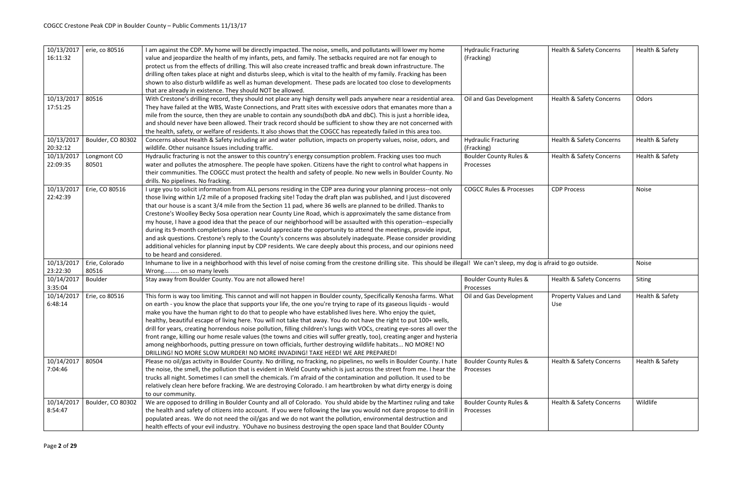| 10/13/2017 16:11:32 | erie, co 80516 | I am against the CDP. My home will be directly impacted. The noise, smells, and pollutants will lower my home value and jeopardize the health of my infants, pets, and family. The setbacks required are not far enough to protect us from the effects of drilling. This will also create increased traffic and break down infrastructure. The drilling often takes place at night and disturbs sleep, which is vital to the health of my family. Fracking has been shown to also disturb wildlife as well as human development. These pads are located too close to developments that are already in existence. They should NOT be allowed. | Hydraulic Fracturing (Fracking) | Health & Safety Concerns | Health & Safety |
|---|---|---|---|---|---|
| 10/13/2017 17:51:25 | 80516 | With Crestone's drilling record, they should not place any high density well pads anywhere near a residential area. They have failed at the WBS, Waste Connections, and Pratt sites with excessive odors that emanates more than a mile from the source, then they are unable to contain any sounds(both dbA and dbC). This is just a horrible idea, and should never have been allowed. Their track record should be sufficient to show they are not concerned with the health, safety, or welfare of residents. It also shows that the COGCC has repeatedly failed in this area too. | Oil and Gas Development | Health & Safety Concerns | Odors |
| 10/13/2017 20:32:12 | Boulder, CO 80302 | Concerns about Health & Safety including air and water pollution, impacts on property values, noise, odors, and wildlife. Other nuisance Issues including traffic. | Hydraulic Fracturing (Fracking) | Health & Safety Concerns | Health & Safety |
| 10/13/2017 22:09:35 | Longmont CO 80501 | Hydraulic fracturing is not the answer to this country's energy consumption problem. Fracking uses too much water and pollutes the atmosphere. The people have spoken. Citizens have the right to control what happens in their communities. The COGCC must protect the health and safety of people. No new wells in Boulder County. No drills. No pipelines. No fracking. | Boulder County Rules & Processes | Health & Safety Concerns | Health & Safety |
| 10/13/2017 22:42:39 | Erie, CO 80516 | I urge you to solicit information from ALL persons residing in the CDP area during your planning process--not only those living within 1/2 mile of a proposed fracking site! Today the draft plan was published, and I just discovered that our house is a scant 3/4 mile from the Section 11 pad, where 36 wells are planned to be drilled. Thanks to Crestone's Woolley Becky Sosa operation near County Line Road, which is approximately the same distance from my house, I have a good idea that the peace of our neighborhood will be assaulted with this operation--especially during its 9-month completions phase. I would appreciate the opportunity to attend the meetings, provide input, and ask questions. Crestone's reply to the County's concerns was absolutely inadequate. Please consider providing additional vehicles for planning input by CDP residents. We care deeply about this process, and our opinions need to be heard and considered. | COGCC Rules & Processes | CDP Process | Noise |
| 10/13/2017 23:22:30 | Erie, Colorado 80516 | Inhumane to live in a neighborhood with this level of noise coming from the crestone drilling site. This should be illegal! We can't sleep, my dog is afraid to go outside. Wrong......... on so many levels | | | Noise |
| 10/14/2017 3:35:04 | Boulder | Stay away from Boulder County. You are not allowed here! | Boulder County Rules & Processes | Health & Safety Concerns | Siting |
| 10/14/2017 6:48:14 | Erie, co 80516 | This form is way too limiting. This cannot and will not happen in Boulder county, Specifically Kenosha farms. What on earth - you know the place that supports your life, the one you're trying to rape of its gaseous liquids - would make you have the human right to do that to people who have established lives here. Who enjoy the quiet, healthy, beautiful escape of living here. You will not take that away. You do not have the right to put 100+ wells, drill for years, creating horrendous noise pollution, filling children's lungs with VOCs, creating eye-sores all over the front range, killing our home resale values (the towns and cities will suffer greatly, too), creating anger and hysteria among neighborhoods, putting pressure on town officials, further destroying wildlife habitats... NO MORE! NO DRILLING! NO MORE SLOW MURDER! NO MORE INVADING! TAKE HEED! WE ARE PREPARED! | Oil and Gas Development | Property Values and Land Use | Health & Safety |
| 10/14/2017 7:04:46 | 80504 | Please no oil/gas activity in Boulder County. No drilling, no fracking, no pipelines, no wells in Boulder County. I hate the noise, the smell, the pollution that is evident in Weld County which is just across the street from me. I hear the trucks all night. Sometimes I can smell the chemicals. I'm afraid of the contamination and pollution. It used to be relatively clean here before fracking. We are destroying Colorado. I am heartbroken by what dirty energy is doing to our community. | Boulder County Rules & Processes | Health & Safety Concerns | Health & Safety |
| 10/14/2017 8:54:47 | Boulder, CO 80302 | We are opposed to drilling in Boulder County and all of Colorado. You shuld abide by the Martinez ruling and take the health and safety of citizens into account. If you were following the law you would not dare propose to drill in populated areas. We do not need the oil/gas and we do not want the pollution, environmental destruction and health effects of your evil industry. YOuhave no business destroying the open space land that Boulder COunty | Boulder County Rules & Processes | Health & Safety Concerns | Wildlife |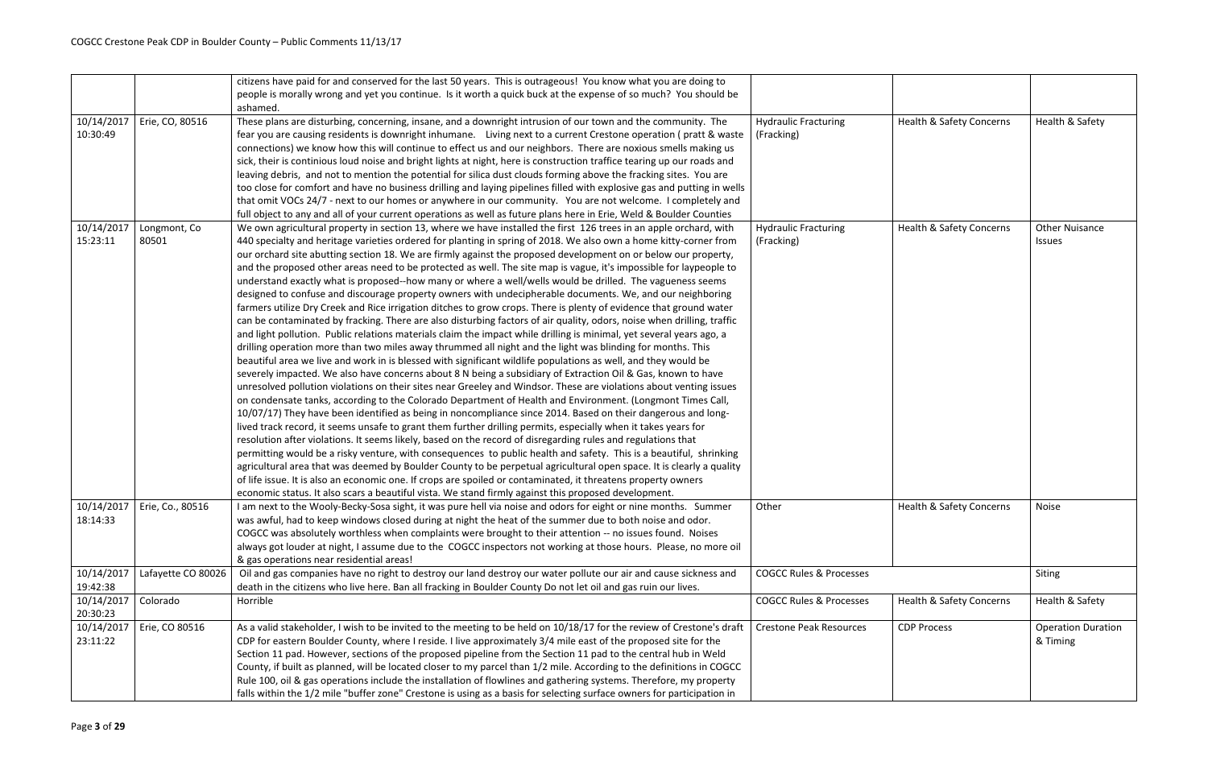| | | | | | |
|---|---|---|---|---|---|
| | | citizens have paid for and conserved for the last 50 years. This is outrageous! You know what you are doing to people is morally wrong and yet you continue. Is it worth a quick buck at the expense of so much? You should be ashamed. | | | |
| 10/14/2017 10:30:49 | Erie, CO, 80516 | These plans are disturbing, concerning, insane, and a downright intrusion of our town and the community. The fear you are causing residents is downright inhumane. Living next to a current Crestone operation ( pratt & waste connections) we know how this will continue to effect us and our neighbors. There are noxious smells making us sick, their is continious loud noise and bright lights at night, here is construction traffice tearing up our roads and leaving debris, and not to mention the potential for silica dust clouds forming above the fracking sites. You are too close for comfort and have no business drilling and laying pipelines filled with explosive gas and putting in wells that omit VOCs 24/7 - next to our homes or anywhere in our community. You are not welcome. I completely and full object to any and all of your current operations as well as future plans here in Erie, Weld & Boulder Counties | Hydraulic Fracturing (Fracking) | Health & Safety Concerns | Health & Safety |
| 10/14/2017 15:23:11 | Longmont, Co 80501 | We own agricultural property in section 13, where we have installed the first 126 trees in an apple orchard, with 440 specialty and heritage varieties ordered for planting in spring of 2018. We also own a home kitty-corner from our orchard site abutting section 18. We are firmly against the proposed development on or below our property, and the proposed other areas need to be protected as well. The site map is vague, it's impossible for laypeople to understand exactly what is proposed--how many or where a well/wells would be drilled. The vagueness seems designed to confuse and discourage property owners with undecipherable documents. We, and our neighboring farmers utilize Dry Creek and Rice irrigation ditches to grow crops. There is plenty of evidence that ground water can be contaminated by fracking. There are also disturbing factors of air quality, odors, noise when drilling, traffic and light pollution. Public relations materials claim the impact while drilling is minimal, yet several years ago, a drilling operation more than two miles away thrummed all night and the light was blinding for months. This beautiful area we live and work in is blessed with significant wildlife populations as well, and they would be severely impacted. We also have concerns about 8 N being a subsidiary of Extraction Oil & Gas, known to have unresolved pollution violations on their sites near Greeley and Windsor. These are violations about venting issues on condensate tanks, according to the Colorado Department of Health and Environment. (Longmont Times Call, 10/07/17) They have been identified as being in noncompliance since 2014. Based on their dangerous and long-lived track record, it seems unsafe to grant them further drilling permits, especially when it takes years for resolution after violations. It seems likely, based on the record of disregarding rules and regulations that permitting would be a risky venture, with consequences to public health and safety. This is a beautiful, shrinking agricultural area that was deemed by Boulder County to be perpetual agricultural open space. It is clearly a quality of life issue. It is also an economic one. If crops are spoiled or contaminated, it threatens property owners economic status. It also scars a beautiful vista. We stand firmly against this proposed development. | Hydraulic Fracturing (Fracking) | Health & Safety Concerns | Other Nuisance Issues |
| 10/14/2017 18:14:33 | Erie, Co., 80516 | I am next to the Wooly-Becky-Sosa sight, it was pure hell via noise and odors for eight or nine months. Summer was awful, had to keep windows closed during at night the heat of the summer due to both noise and odor. COGCC was absolutely worthless when complaints were brought to their attention -- no issues found. Noises always got louder at night, I assume due to the COGCC inspectors not working at those hours. Please, no more oil & gas operations near residential areas! | Other | Health & Safety Concerns | Noise |
| 10/14/2017 19:42:38 | Lafayette CO 80026 | Oil and gas companies have no right to destroy our land destroy our water pollute our air and cause sickness and death in the citizens who live here. Ban all fracking in Boulder County Do not let oil and gas ruin our lives. | COGCC Rules & Processes | | Siting |
| 10/14/2017 20:30:23 | Colorado | Horrible | COGCC Rules & Processes | Health & Safety Concerns | Health & Safety |
| 10/14/2017 23:11:22 | Erie, CO 80516 | As a valid stakeholder, I wish to be invited to the meeting to be held on 10/18/17 for the review of Crestone's draft CDP for eastern Boulder County, where I reside. I live approximately 3/4 mile east of the proposed site for the Section 11 pad. However, sections of the proposed pipeline from the Section 11 pad to the central hub in Weld County, if built as planned, will be located closer to my parcel than 1/2 mile. According to the definitions in COGCC Rule 100, oil & gas operations include the installation of flowlines and gathering systems. Therefore, my property falls within the 1/2 mile "buffer zone" Crestone is using as a basis for selecting surface owners for participation in | Crestone Peak Resources | CDP Process | Operation Duration & Timing |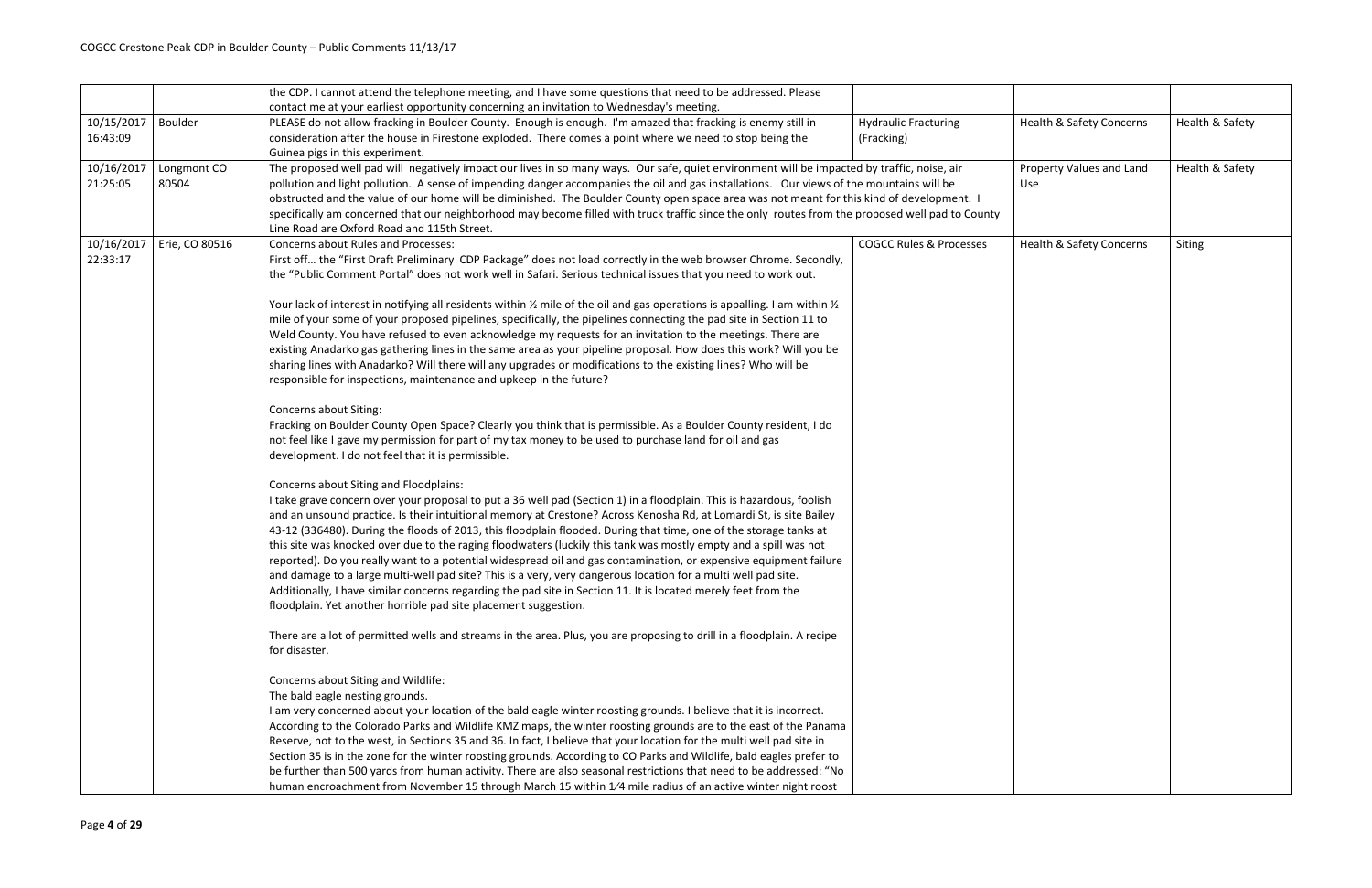| | | | | | |
|---|---|---|---|---|---|
| | | the CDP. I cannot attend the telephone meeting, and I have some questions that need to be addressed. Please contact me at your earliest opportunity concerning an invitation to Wednesday's meeting. | | | |
| 10/15/2017 16:43:09 | Boulder | PLEASE do not allow fracking in Boulder County. Enough is enough. I'm amazed that fracking is enemy still in consideration after the house in Firestone exploded. There comes a point where we need to stop being the Guinea pigs in this experiment. | Hydraulic Fracturing (Fracking) | Health & Safety Concerns | Health & Safety |
| 10/16/2017 21:25:05 | Longmont CO 80504 | The proposed well pad will negatively impact our lives in so many ways. Our safe, quiet environment will be impacted by traffic, noise, air pollution and light pollution. A sense of impending danger accompanies the oil and gas installations. Our views of the mountains will be obstructed and the value of our home will be diminished. The Boulder County open space area was not meant for this kind of development. I specifically am concerned that our neighborhood may become filled with truck traffic since the only routes from the proposed well pad to County Line Road are Oxford Road and 115th Street. | | Property Values and Land Use | Health & Safety |
| 10/16/2017 22:33:17 | Erie, CO 80516 | Concerns about Rules and Processes:<br>First off… the "First Draft Preliminary CDP Package" does not load correctly in the web browser Chrome. Secondly, the "Public Comment Portal" does not work well in Safari. Serious technical issues that you need to work out.<br><br>Your lack of interest in notifying all residents within ½ mile of the oil and gas operations is appalling. I am within ½ mile of your some of your proposed pipelines, specifically, the pipelines connecting the pad site in Section 11 to Weld County. You have refused to even acknowledge my requests for an invitation to the meetings. There are existing Anadarko gas gathering lines in the same area as your pipeline proposal. How does this work? Will you be sharing lines with Anadarko? Will there will any upgrades or modifications to the existing lines? Who will be responsible for inspections, maintenance and upkeep in the future?<br><br>Concerns about Siting:<br>Fracking on Boulder County Open Space? Clearly you think that is permissible. As a Boulder County resident, I do not feel like I gave my permission for part of my tax money to be used to purchase land for oil and gas development. I do not feel that it is permissible.<br><br>Concerns about Siting and Floodplains:<br>I take grave concern over your proposal to put a 36 well pad (Section 1) in a floodplain. This is hazardous, foolish and an unsound practice. Is their intuitional memory at Crestone? Across Kenosha Rd, at Lomardi St, is site Bailey 43-12 (336480). During the floods of 2013, this floodplain flooded. During that time, one of the storage tanks at this site was knocked over due to the raging floodwaters (luckily this tank was mostly empty and a spill was not reported). Do you really want to a potential widespread oil and gas contamination, or expensive equipment failure and damage to a large multi-well pad site? This is a very, very dangerous location for a multi well pad site. Additionally, I have similar concerns regarding the pad site in Section 11. It is located merely feet from the floodplain. Yet another horrible pad site placement suggestion.<br><br>There are a lot of permitted wells and streams in the area. Plus, you are proposing to drill in a floodplain. A recipe for disaster.<br><br>Concerns about Siting and Wildlife:<br>The bald eagle nesting grounds.<br>I am very concerned about your location of the bald eagle winter roosting grounds. I believe that it is incorrect. According to the Colorado Parks and Wildlife KMZ maps, the winter roosting grounds are to the east of the Panama Reserve, not to the west, in Sections 35 and 36. In fact, I believe that your location for the multi well pad site in Section 35 is in the zone for the winter roosting grounds. According to CO Parks and Wildlife, bald eagles prefer to be further than 500 yards from human activity. There are also seasonal restrictions that need to be addressed: "No human encroachment from November 15 through March 15 within 1⁄4 mile radius of an active winter night roost | COGCC Rules & Processes | Health & Safety Concerns | Siting |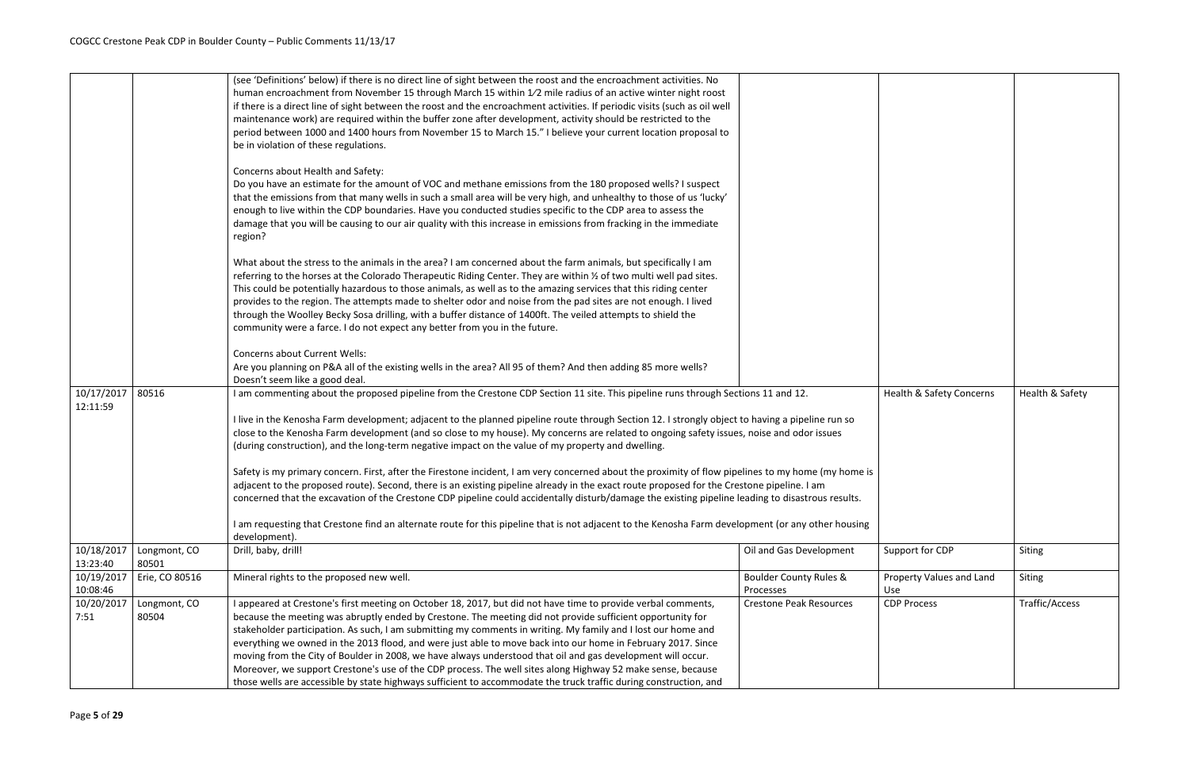| | | | | | |
|---|---|---|---|---|---|
| | | (see 'Definitions' below) if there is no direct line of sight between the roost and the encroachment activities. No human encroachment from November 15 through March 15 within 1⁄2 mile radius of an active winter night roost if there is a direct line of sight between the roost and the encroachment activities. If periodic visits (such as oil well maintenance work) are required within the buffer zone after development, activity should be restricted to the period between 1000 and 1400 hours from November 15 to March 15." I believe your current location proposal to be in violation of these regulations.<br><br>Concerns about Health and Safety:<br>Do you have an estimate for the amount of VOC and methane emissions from the 180 proposed wells? I suspect that the emissions from that many wells in such a small area will be very high, and unhealthy to those of us 'lucky' enough to live within the CDP boundaries. Have you conducted studies specific to the CDP area to assess the damage that you will be causing to our air quality with this increase in emissions from fracking in the immediate region?<br><br>What about the stress to the animals in the area? I am concerned about the farm animals, but specifically I am referring to the horses at the Colorado Therapeutic Riding Center. They are within ½ of two multi well pad sites. This could be potentially hazardous to those animals, as well as to the amazing services that this riding center provides to the region. The attempts made to shelter odor and noise from the pad sites are not enough. I lived through the Woolley Becky Sosa drilling, with a buffer distance of 1400ft. The veiled attempts to shield the community were a farce. I do not expect any better from you in the future.<br><br>Concerns about Current Wells:<br>Are you planning on P&A all of the existing wells in the area? All 95 of them? And then adding 85 more wells? Doesn't seem like a good deal. | | | |
| 10/17/2017 12:11:59 | 80516 | I am commenting about the proposed pipeline from the Crestone CDP Section 11 site. This pipeline runs through Sections 11 and 12.<br><br>I live in the Kenosha Farm development; adjacent to the planned pipeline route through Section 12. I strongly object to having a pipeline run so close to the Kenosha Farm development (and so close to my house). My concerns are related to ongoing safety issues, noise and odor issues (during construction), and the long-term negative impact on the value of my property and dwelling.<br><br>Safety is my primary concern. First, after the Firestone incident, I am very concerned about the proximity of flow pipelines to my home (my home is adjacent to the proposed route). Second, there is an existing pipeline already in the exact route proposed for the Crestone pipeline. I am concerned that the excavation of the Crestone CDP pipeline could accidentally disturb/damage the existing pipeline leading to disastrous results.<br><br>I am requesting that Crestone find an alternate route for this pipeline that is not adjacent to the Kenosha Farm development (or any other housing development). | | Health & Safety Concerns | Health & Safety |
| 10/18/2017 13:23:40 | Longmont, CO 80501 | Drill, baby, drill! | Oil and Gas Development | Support for CDP | Siting |
| 10/19/2017 10:08:46 | Erie, CO 80516 | Mineral rights to the proposed new well. | Boulder County Rules & Processes | Property Values and Land Use | Siting |
| 10/20/2017 7:51 | Longmont, CO 80504 | I appeared at Crestone's first meeting on October 18, 2017, but did not have time to provide verbal comments, because the meeting was abruptly ended by Crestone. The meeting did not provide sufficient opportunity for stakeholder participation. As such, I am submitting my comments in writing. My family and I lost our home and everything we owned in the 2013 flood, and were just able to move back into our home in February 2017. Since moving from the City of Boulder in 2008, we have always understood that oil and gas development will occur. Moreover, we support Crestone's use of the CDP process. The well sites along Highway 52 make sense, because those wells are accessible by state highways sufficient to accommodate the truck traffic during construction, and | Crestone Peak Resources | CDP Process | Traffic/Access |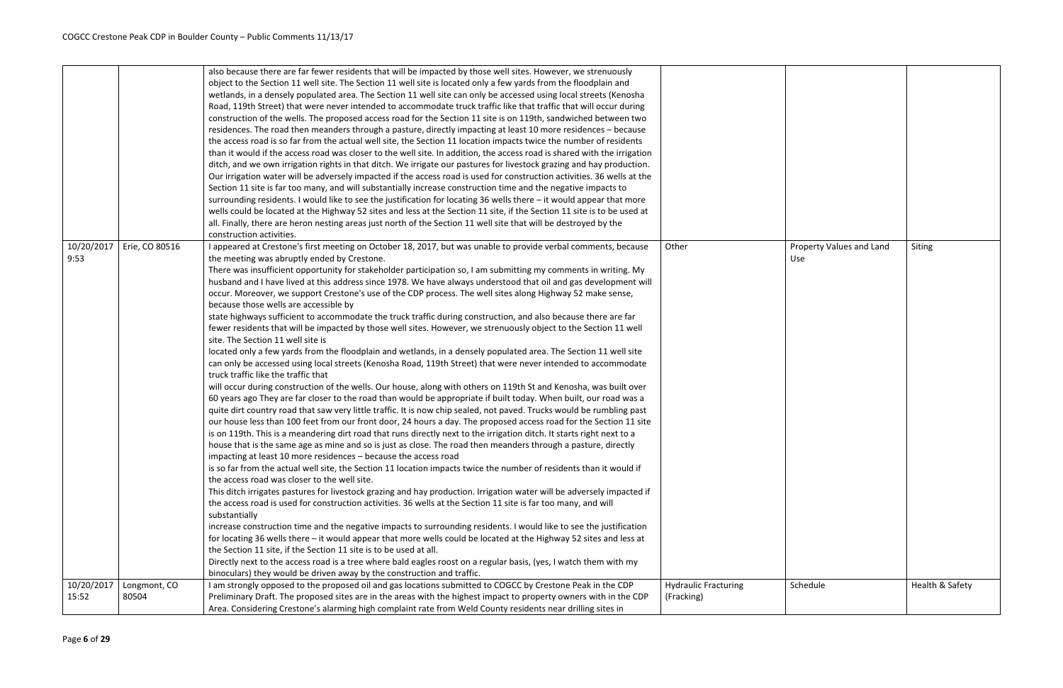| | | also because there are far fewer residents that will be impacted by those well sites. However, we strenuously object to the Section 11 well site. The Section 11 well site is located only a few yards from the floodplain and wetlands, in a densely populated area. The Section 11 well site can only be accessed using local streets (Kenosha Road, 119th Street) that were never intended to accommodate truck traffic like that traffic that will occur during construction of the wells. The proposed access road for the Section 11 site is on 119th, sandwiched between two residences. The road then meanders through a pasture, directly impacting at least 10 more residences – because the access road is so far from the actual well site, the Section 11 location impacts twice the number of residents than it would if the access road was closer to the well site. In addition, the access road is shared with the irrigation ditch, and we own irrigation rights in that ditch. We irrigate our pastures for livestock grazing and hay production. Our irrigation water will be adversely impacted if the access road is used for construction activities. 36 wells at the Section 11 site is far too many, and will substantially increase construction time and the negative impacts to surrounding residents. I would like to see the justification for locating 36 wells there – it would appear that more wells could be located at the Highway 52 sites and less at the Section 11 site, if the Section 11 site is to be used at all. Finally, there are heron nesting areas just north of the Section 11 well site that will be destroyed by the construction activities. | | | |
|---|---|---|---|---|---|
| 10/20/2017 9:53 | Erie, CO 80516 | I appeared at Crestone's first meeting on October 18, 2017, but was unable to provide verbal comments, because the meeting was abruptly ended by Crestone.<br>There was insufficient opportunity for stakeholder participation so, I am submitting my comments in writing. My husband and I have lived at this address since 1978. We have always understood that oil and gas development will occur. Moreover, we support Crestone's use of the CDP process. The well sites along Highway 52 make sense, because those wells are accessible by<br>state highways sufficient to accommodate the truck traffic during construction, and also because there are far fewer residents that will be impacted by those well sites. However, we strenuously object to the Section 11 well site. The Section 11 well site is<br>located only a few yards from the floodplain and wetlands, in a densely populated area. The Section 11 well site can only be accessed using local streets (Kenosha Road, 119th Street) that were never intended to accommodate truck traffic like the traffic that<br>will occur during construction of the wells. Our house, along with others on 119th St and Kenosha, was built over 60 years ago They are far closer to the road than would be appropriate if built today. When built, our road was a quite dirt country road that saw very little traffic. It is now chip sealed, not paved. Trucks would be rumbling past our house less than 100 feet from our front door, 24 hours a day. The proposed access road for the Section 11 site is on 119th. This is a meandering dirt road that runs directly next to the irrigation ditch. It starts right next to a house that is the same age as mine and so is just as close. The road then meanders through a pasture, directly impacting at least 10 more residences – because the access road<br>is so far from the actual well site, the Section 11 location impacts twice the number of residents than it would if the access road was closer to the well site.<br>This ditch irrigates pastures for livestock grazing and hay production. Irrigation water will be adversely impacted if the access road is used for construction activities. 36 wells at the Section 11 site is far too many, and will substantially<br>increase construction time and the negative impacts to surrounding residents. I would like to see the justification for locating 36 wells there – it would appear that more wells could be located at the Highway 52 sites and less at the Section 11 site, if the Section 11 site is to be used at all.<br>Directly next to the access road is a tree where bald eagles roost on a regular basis, (yes, I watch them with my binoculars) they would be driven away by the construction and traffic. | Other | Property Values and Land Use | Siting |
| 10/20/2017 15:52 | Longmont, CO 80504 | I am strongly opposed to the proposed oil and gas locations submitted to COGCC by Crestone Peak in the CDP Preliminary Draft. The proposed sites are in the areas with the highest impact to property owners with in the CDP Area. Considering Crestone's alarming high complaint rate from Weld County residents near drilling sites in | Hydraulic Fracturing (Fracking) | Schedule | Health & Safety |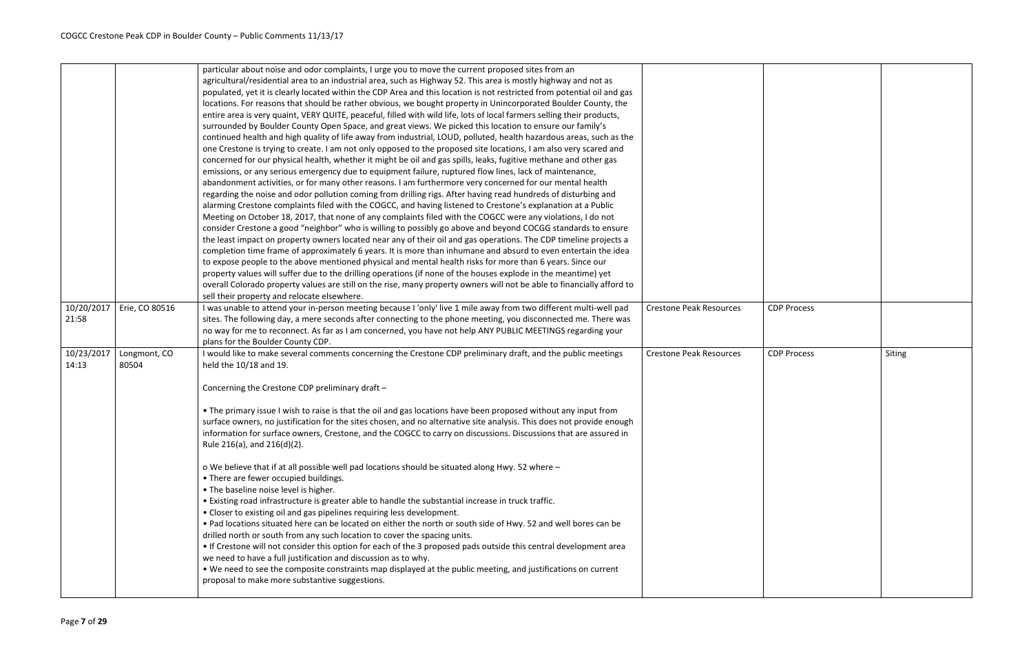| | | | | | |
|---|---|---|---|---|---|
| | | particular about noise and odor complaints, I urge you to move the current proposed sites from an agricultural/residential area to an industrial area, such as Highway 52. This area is mostly highway and not as populated, yet it is clearly located within the CDP Area and this location is not restricted from potential oil and gas locations. For reasons that should be rather obvious, we bought property in Unincorporated Boulder County, the entire area is very quaint, VERY QUITE, peaceful, filled with wild life, lots of local farmers selling their products, surrounded by Boulder County Open Space, and great views. We picked this location to ensure our family's continued health and high quality of life away from industrial, LOUD, polluted, health hazardous areas, such as the one Crestone is trying to create. I am not only opposed to the proposed site locations, I am also very scared and concerned for our physical health, whether it might be oil and gas spills, leaks, fugitive methane and other gas emissions, or any serious emergency due to equipment failure, ruptured flow lines, lack of maintenance, abandonment activities, or for many other reasons. I am furthermore very concerned for our mental health regarding the noise and odor pollution coming from drilling rigs. After having read hundreds of disturbing and alarming Crestone complaints filed with the COGCC, and having listened to Crestone's explanation at a Public Meeting on October 18, 2017, that none of any complaints filed with the COGCC were any violations, I do not consider Crestone a good "neighbor" who is willing to possibly go above and beyond COCGG standards to ensure the least impact on property owners located near any of their oil and gas operations. The CDP timeline projects a completion time frame of approximately 6 years. It is more than inhumane and absurd to even entertain the idea to expose people to the above mentioned physical and mental health risks for more than 6 years. Since our property values will suffer due to the drilling operations (if none of the houses explode in the meantime) yet overall Colorado property values are still on the rise, many property owners will not be able to financially afford to sell their property and relocate elsewhere. | | | |
| 10/20/2017 21:58 | Erie, CO 80516 | I was unable to attend your in-person meeting because I 'only' live 1 mile away from two different multi-well pad sites. The following day, a mere seconds after connecting to the phone meeting, you disconnected me. There was no way for me to reconnect. As far as I am concerned, you have not help ANY PUBLIC MEETINGS regarding your plans for the Boulder County CDP. | Crestone Peak Resources | CDP Process | |
| 10/23/2017 14:13 | Longmont, CO 80504 | I would like to make several comments concerning the Crestone CDP preliminary draft, and the public meetings held the 10/18 and 19.<br><br>Concerning the Crestone CDP preliminary draft –<br><br>• The primary issue I wish to raise is that the oil and gas locations have been proposed without any input from surface owners, no justification for the sites chosen, and no alternative site analysis. This does not provide enough information for surface owners, Crestone, and the COGCC to carry on discussions. Discussions that are assured in Rule 216(a), and 216(d)(2).<br><br>o We believe that if at all possible well pad locations should be situated along Hwy. 52 where –<br>• There are fewer occupied buildings.<br>• The baseline noise level is higher.<br>• Existing road infrastructure is greater able to handle the substantial increase in truck traffic.<br>• Closer to existing oil and gas pipelines requiring less development.<br>• Pad locations situated here can be located on either the north or south side of Hwy. 52 and well bores can be drilled north or south from any such location to cover the spacing units.<br>• If Crestone will not consider this option for each of the 3 proposed pads outside this central development area we need to have a full justification and discussion as to why.<br>• We need to see the composite constraints map displayed at the public meeting, and justifications on current proposal to make more substantive suggestions. | Crestone Peak Resources | CDP Process | Siting |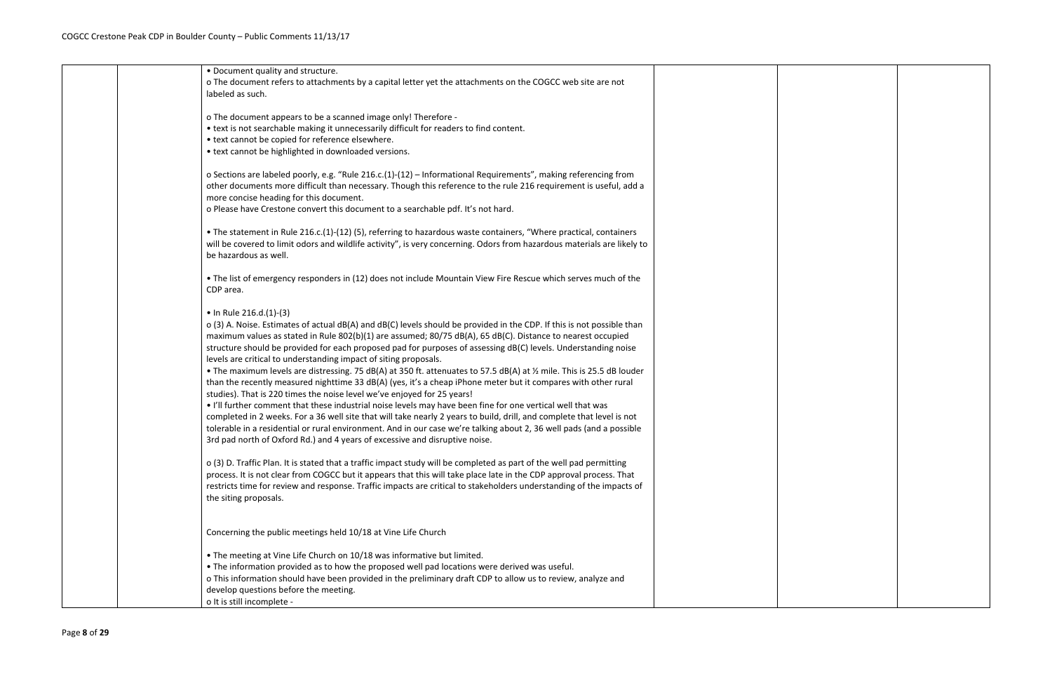| | | | | | |
|---|---|---|---|---|---|
| | | • Document quality and structure.<br>o The document refers to attachments by a capital letter yet the attachments on the COGCC web site are not labeled as such.<br><br>o The document appears to be a scanned image only! Therefore -<br>• text is not searchable making it unnecessarily difficult for readers to find content.<br>• text cannot be copied for reference elsewhere.<br>• text cannot be highlighted in downloaded versions.<br><br>o Sections are labeled poorly, e.g. "Rule 216.c.(1)-(12) – Informational Requirements", making referencing from other documents more difficult than necessary. Though this reference to the rule 216 requirement is useful, add a more concise heading for this document.<br>o Please have Crestone convert this document to a searchable pdf. It's not hard.<br><br>• The statement in Rule 216.c.(1)-(12) (5), referring to hazardous waste containers, "Where practical, containers will be covered to limit odors and wildlife activity", is very concerning. Odors from hazardous materials are likely to be hazardous as well.<br><br>• The list of emergency responders in (12) does not include Mountain View Fire Rescue which serves much of the CDP area.<br><br>• In Rule 216.d.(1)-(3)<br>o (3) A. Noise. Estimates of actual dB(A) and dB(C) levels should be provided in the CDP. If this is not possible than maximum values as stated in Rule 802(b)(1) are assumed; 80/75 dB(A), 65 dB(C). Distance to nearest occupied structure should be provided for each proposed pad for purposes of assessing dB(C) levels. Understanding noise levels are critical to understanding impact of siting proposals.<br>• The maximum levels are distressing. 75 dB(A) at 350 ft. attenuates to 57.5 dB(A) at ½ mile. This is 25.5 dB louder than the recently measured nighttime 33 dB(A) (yes, it's a cheap iPhone meter but it compares with other rural studies). That is 220 times the noise level we've enjoyed for 25 years!<br>• I'll further comment that these industrial noise levels may have been fine for one vertical well that was completed in 2 weeks. For a 36 well site that will take nearly 2 years to build, drill, and complete that level is not tolerable in a residential or rural environment. And in our case we're talking about 2, 36 well pads (and a possible 3rd pad north of Oxford Rd.) and 4 years of excessive and disruptive noise.<br><br>o (3) D. Traffic Plan. It is stated that a traffic impact study will be completed as part of the well pad permitting process. It is not clear from COGCC but it appears that this will take place late in the CDP approval process. That restricts time for review and response. Traffic impacts are critical to stakeholders understanding of the impacts of the siting proposals.<br><br><br>Concerning the public meetings held 10/18 at Vine Life Church<br><br>• The meeting at Vine Life Church on 10/18 was informative but limited.<br>• The information provided as to how the proposed well pad locations were derived was useful.<br>o This information should have been provided in the preliminary draft CDP to allow us to review, analyze and develop questions before the meeting.<br>o It is still incomplete - | | | |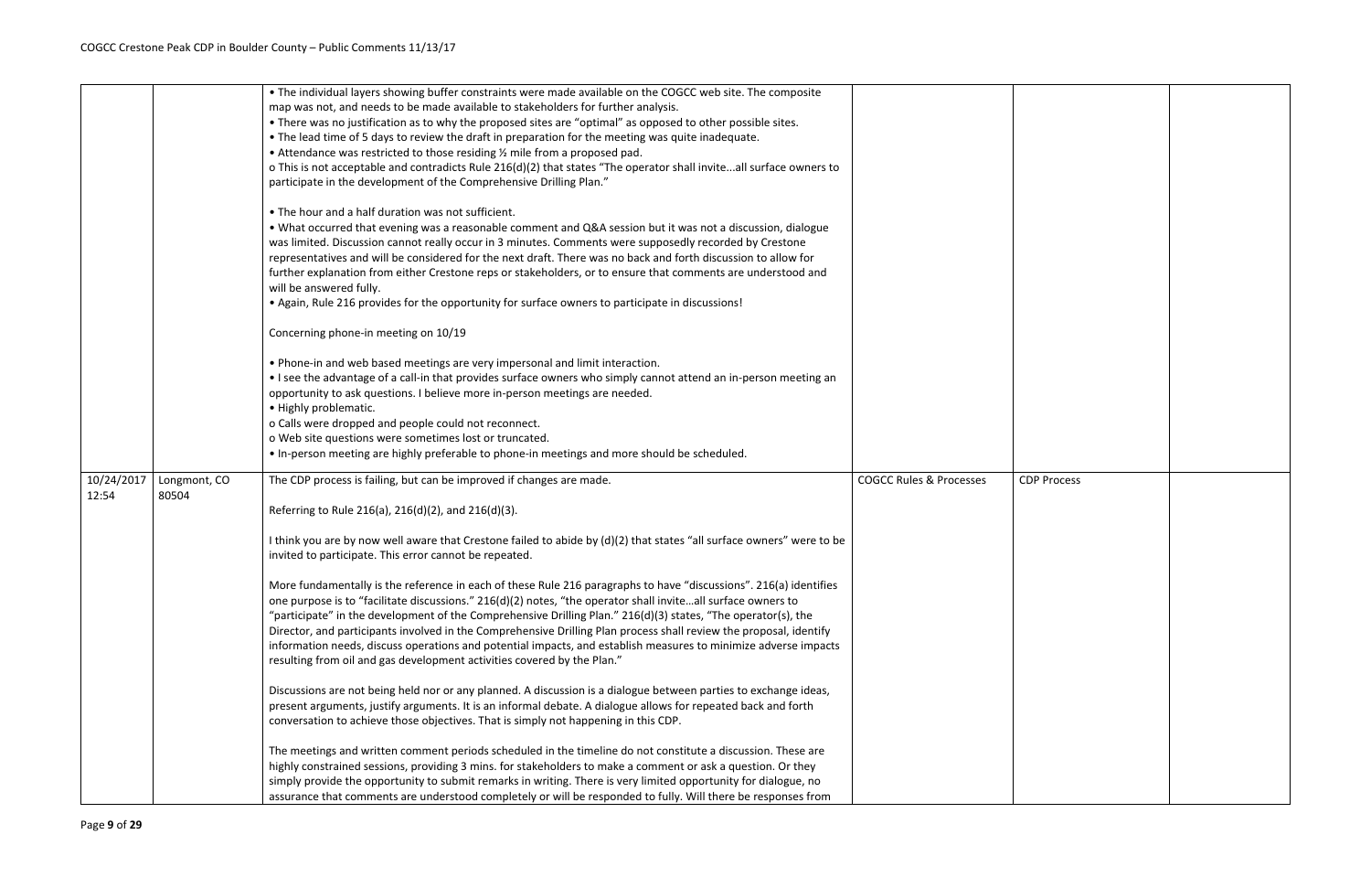| | | | | | |
|---|---|---|---|---|---|
| | | • The individual layers showing buffer constraints were made available on the COGCC web site. The composite map was not, and needs to be made available to stakeholders for further analysis.<br>• There was no justification as to why the proposed sites are "optimal" as opposed to other possible sites.<br>• The lead time of 5 days to review the draft in preparation for the meeting was quite inadequate.<br>• Attendance was restricted to those residing ½ mile from a proposed pad.<br>o This is not acceptable and contradicts Rule 216(d)(2) that states "The operator shall invite...all surface owners to participate in the development of the Comprehensive Drilling Plan."<br><br>• The hour and a half duration was not sufficient.<br>• What occurred that evening was a reasonable comment and Q&A session but it was not a discussion, dialogue was limited. Discussion cannot really occur in 3 minutes. Comments were supposedly recorded by Crestone representatives and will be considered for the next draft. There was no back and forth discussion to allow for further explanation from either Crestone reps or stakeholders, or to ensure that comments are understood and will be answered fully.<br>• Again, Rule 216 provides for the opportunity for surface owners to participate in discussions!<br><br>Concerning phone-in meeting on 10/19<br><br>• Phone-in and web based meetings are very impersonal and limit interaction.<br>• I see the advantage of a call-in that provides surface owners who simply cannot attend an in-person meeting an opportunity to ask questions. I believe more in-person meetings are needed.<br>• Highly problematic.<br>o Calls were dropped and people could not reconnect.<br>o Web site questions were sometimes lost or truncated.<br>• In-person meeting are highly preferable to phone-in meetings and more should be scheduled. | | | |
| 10/24/2017 12:54 | Longmont, CO 80504 | The CDP process is failing, but can be improved if changes are made.<br><br>Referring to Rule 216(a), 216(d)(2), and 216(d)(3).<br><br>I think you are by now well aware that Crestone failed to abide by (d)(2) that states "all surface owners" were to be invited to participate. This error cannot be repeated.<br><br>More fundamentally is the reference in each of these Rule 216 paragraphs to have "discussions". 216(a) identifies one purpose is to "facilitate discussions." 216(d)(2) notes, "the operator shall invite…all surface owners to "participate" in the development of the Comprehensive Drilling Plan." 216(d)(3) states, "The operator(s), the Director, and participants involved in the Comprehensive Drilling Plan process shall review the proposal, identify information needs, discuss operations and potential impacts, and establish measures to minimize adverse impacts resulting from oil and gas development activities covered by the Plan."<br><br>Discussions are not being held nor or any planned. A discussion is a dialogue between parties to exchange ideas, present arguments, justify arguments. It is an informal debate. A dialogue allows for repeated back and forth conversation to achieve those objectives. That is simply not happening in this CDP.<br><br>The meetings and written comment periods scheduled in the timeline do not constitute a discussion. These are highly constrained sessions, providing 3 mins. for stakeholders to make a comment or ask a question. Or they simply provide the opportunity to submit remarks in writing. There is very limited opportunity for dialogue, no assurance that comments are understood completely or will be responded to fully. Will there be responses from | COGCC Rules & Processes | CDP Process | |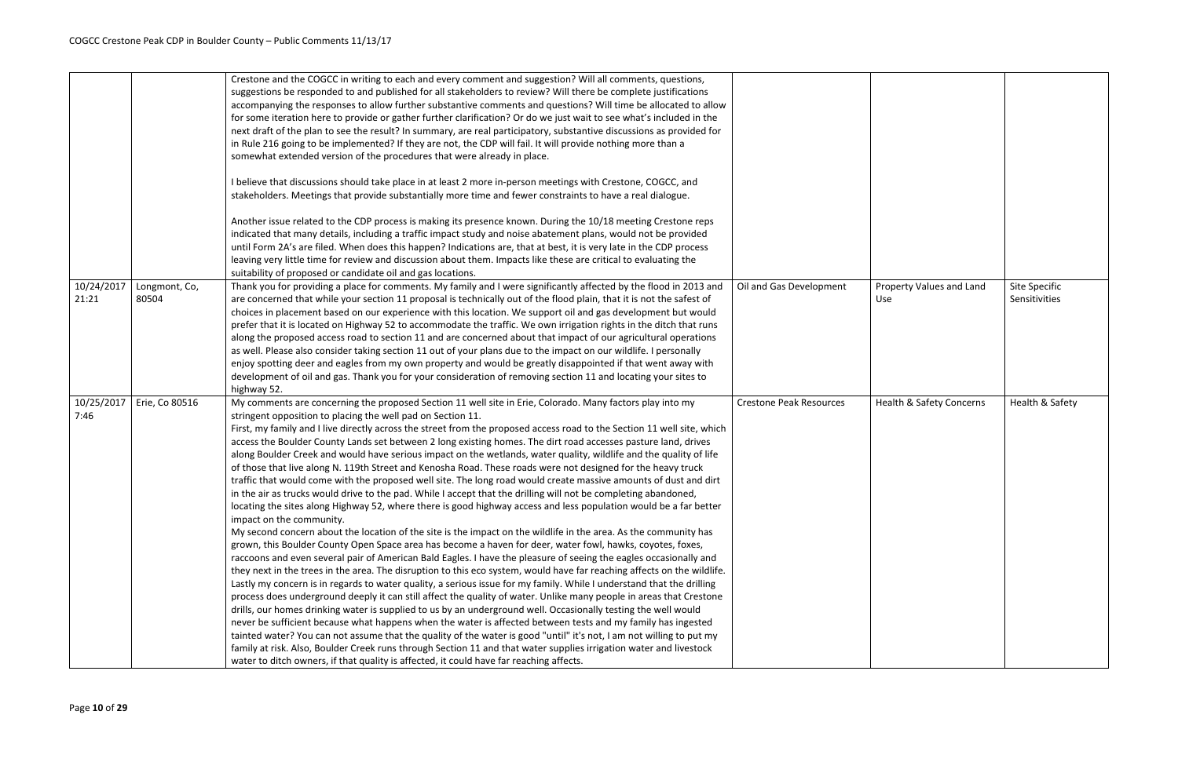| | | | | | |
|---|---|---|---|---|---|
| | | Crestone and the COGCC in writing to each and every comment and suggestion? Will all comments, questions, suggestions be responded to and published for all stakeholders to review? Will there be complete justifications accompanying the responses to allow further substantive comments and questions? Will time be allocated to allow for some iteration here to provide or gather further clarification? Or do we just wait to see what's included in the next draft of the plan to see the result? In summary, are real participatory, substantive discussions as provided for in Rule 216 going to be implemented? If they are not, the CDP will fail. It will provide nothing more than a somewhat extended version of the procedures that were already in place.<br><br>I believe that discussions should take place in at least 2 more in-person meetings with Crestone, COGCC, and stakeholders. Meetings that provide substantially more time and fewer constraints to have a real dialogue.<br><br>Another issue related to the CDP process is making its presence known. During the 10/18 meeting Crestone reps indicated that many details, including a traffic impact study and noise abatement plans, would not be provided until Form 2A's are filed. When does this happen? Indications are, that at best, it is very late in the CDP process leaving very little time for review and discussion about them. Impacts like these are critical to evaluating the suitability of proposed or candidate oil and gas locations. | | | |
| 10/24/2017 21:21 | Longmont, Co, 80504 | Thank you for providing a place for comments. My family and I were significantly affected by the flood in 2013 and are concerned that while your section 11 proposal is technically out of the flood plain, that it is not the safest of choices in placement based on our experience with this location. We support oil and gas development but would prefer that it is located on Highway 52 to accommodate the traffic. We own irrigation rights in the ditch that runs along the proposed access road to section 11 and are concerned about that impact of our agricultural operations as well. Please also consider taking section 11 out of your plans due to the impact on our wildlife. I personally enjoy spotting deer and eagles from my own property and would be greatly disappointed if that went away with development of oil and gas. Thank you for your consideration of removing section 11 and locating your sites to highway 52. | Oil and Gas Development | Property Values and Land Use | Site Specific Sensitivities |
| 10/25/2017 7:46 | Erie, Co 80516 | My comments are concerning the proposed Section 11 well site in Erie, Colorado. Many factors play into my stringent opposition to placing the well pad on Section 11.<br>First, my family and I live directly across the street from the proposed access road to the Section 11 well site, which access the Boulder County Lands set between 2 long existing homes. The dirt road accesses pasture land, drives along Boulder Creek and would have serious impact on the wetlands, water quality, wildlife and the quality of life of those that live along N. 119th Street and Kenosha Road. These roads were not designed for the heavy truck traffic that would come with the proposed well site. The long road would create massive amounts of dust and dirt in the air as trucks would drive to the pad. While I accept that the drilling will not be completing abandoned, locating the sites along Highway 52, where there is good highway access and less population would be a far better impact on the community.<br>My second concern about the location of the site is the impact on the wildlife in the area. As the community has grown, this Boulder County Open Space area has become a haven for deer, water fowl, hawks, coyotes, foxes, raccoons and even several pair of American Bald Eagles. I have the pleasure of seeing the eagles occasionally and they next in the trees in the area. The disruption to this eco system, would have far reaching affects on the wildlife.<br>Lastly my concern is in regards to water quality, a serious issue for my family. While I understand that the drilling process does underground deeply it can still affect the quality of water. Unlike many people in areas that Crestone drills, our homes drinking water is supplied to us by an underground well. Occasionally testing the well would never be sufficient because what happens when the water is affected between tests and my family has ingested tainted water? You can not assume that the quality of the water is good "until" it's not, I am not willing to put my family at risk. Also, Boulder Creek runs through Section 11 and that water supplies irrigation water and livestock water to ditch owners, if that quality is affected, it could have far reaching affects. | Crestone Peak Resources | Health & Safety Concerns | Health & Safety |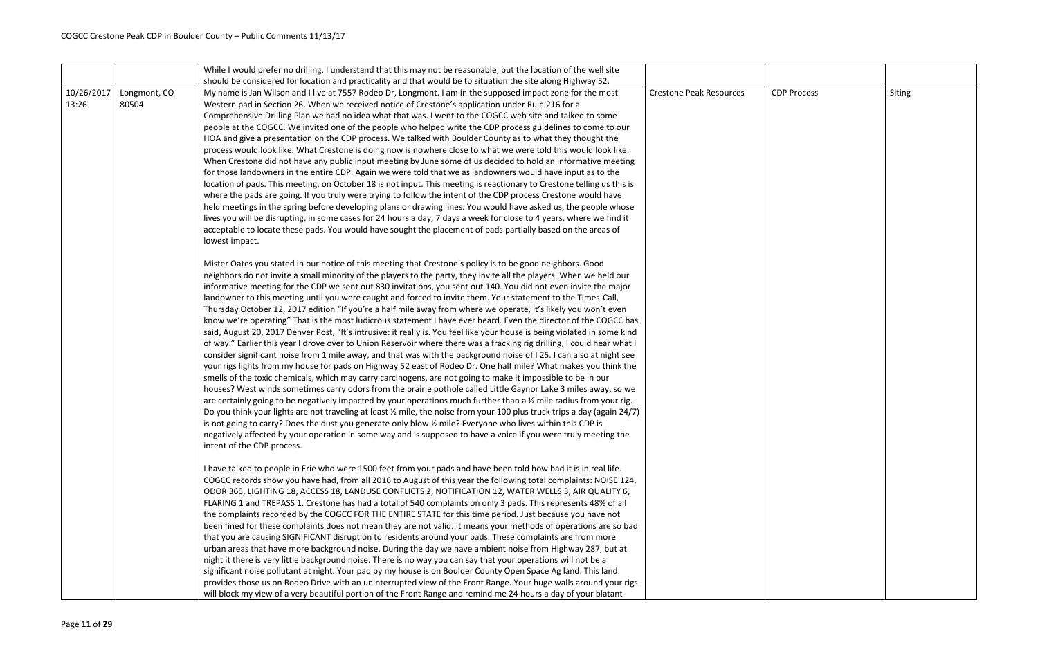| | | | | | |
|---|---|---|---|---|---|
| | | While I would prefer no drilling, I understand that this may not be reasonable, but the location of the well site should be considered for location and practicality and that would be to situation the site along Highway 52. | | | |
| 10/26/2017 13:26 | Longmont, CO 80504 | My name is Jan Wilson and I live at 7557 Rodeo Dr, Longmont. I am in the supposed impact zone for the most Western pad in Section 26. When we received notice of Crestone's application under Rule 216 for a Comprehensive Drilling Plan we had no idea what that was. I went to the COGCC web site and talked to some people at the COGCC. We invited one of the people who helped write the CDP process guidelines to come to our HOA and give a presentation on the CDP process. We talked with Boulder County as to what they thought the process would look like. What Crestone is doing now is nowhere close to what we were told this would look like. When Crestone did not have any public input meeting by June some of us decided to hold an informative meeting for those landowners in the entire CDP. Again we were told that we as landowners would have input as to the location of pads. This meeting, on October 18 is not input. This meeting is reactionary to Crestone telling us this is where the pads are going. If you truly were trying to follow the intent of the CDP process Crestone would have held meetings in the spring before developing plans or drawing lines. You would have asked us, the people whose lives you will be disrupting, in some cases for 24 hours a day, 7 days a week for close to 4 years, where we find it acceptable to locate these pads. You would have sought the placement of pads partially based on the areas of lowest impact.<br><br>Mister Oates you stated in our notice of this meeting that Crestone's policy is to be good neighbors. Good neighbors do not invite a small minority of the players to the party, they invite all the players. When we held our informative meeting for the CDP we sent out 830 invitations, you sent out 140. You did not even invite the major landowner to this meeting until you were caught and forced to invite them. Your statement to the Times-Call, Thursday October 12, 2017 edition "If you're a half mile away from where we operate, it's likely you won't even know we're operating" That is the most ludicrous statement I have ever heard. Even the director of the COGCC has said, August 20, 2017 Denver Post, "It's intrusive: it really is. You feel like your house is being violated in some kind of way." Earlier this year I drove over to Union Reservoir where there was a fracking rig drilling, I could hear what I consider significant noise from 1 mile away, and that was with the background noise of I 25. I can also at night see your rigs lights from my house for pads on Highway 52 east of Rodeo Dr. One half mile? What makes you think the smells of the toxic chemicals, which may carry carcinogens, are not going to make it impossible to be in our houses? West winds sometimes carry odors from the prairie pothole called Little Gaynor Lake 3 miles away, so we are certainly going to be negatively impacted by your operations much further than a ½ mile radius from your rig. Do you think your lights are not traveling at least ½ mile, the noise from your 100 plus truck trips a day (again 24/7) is not going to carry? Does the dust you generate only blow ½ mile? Everyone who lives within this CDP is negatively affected by your operation in some way and is supposed to have a voice if you were truly meeting the intent of the CDP process.<br><br>I have talked to people in Erie who were 1500 feet from your pads and have been told how bad it is in real life. COGCC records show you have had, from all 2016 to August of this year the following total complaints: NOISE 124, ODOR 365, LIGHTING 18, ACCESS 18, LANDUSE CONFLICTS 2, NOTIFICATION 12, WATER WELLS 3, AIR QUALITY 6, FLARING 1 and TREPASS 1. Crestone has had a total of 540 complaints on only 3 pads. This represents 48% of all the complaints recorded by the COGCC FOR THE ENTIRE STATE for this time period. Just because you have not been fined for these complaints does not mean they are not valid. It means your methods of operations are so bad that you are causing SIGNIFICANT disruption to residents around your pads. These complaints are from more urban areas that have more background noise. During the day we have ambient noise from Highway 287, but at night it there is very little background noise. There is no way you can say that your operations will not be a significant noise pollutant at night. Your pad by my house is on Boulder County Open Space Ag land. This land provides those us on Rodeo Drive with an uninterrupted view of the Front Range. Your huge walls around your rigs will block my view of a very beautiful portion of the Front Range and remind me 24 hours a day of your blatant | Crestone Peak Resources | CDP Process | Siting |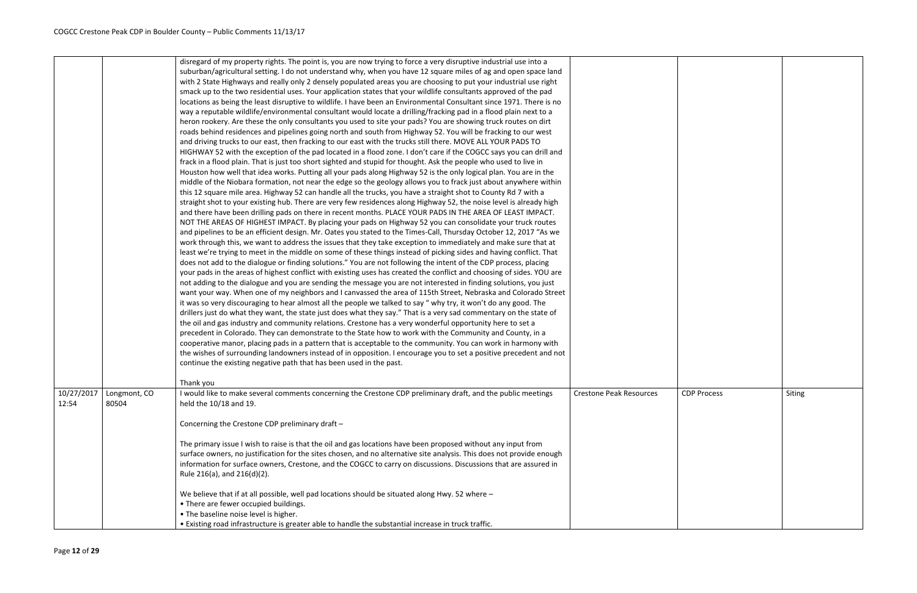| | | | | | |
|---|---|---|---|---|---|
| | | disregard of my property rights. The point is, you are now trying to force a very disruptive industrial use into a suburban/agricultural setting. I do not understand why, when you have 12 square miles of ag and open space land with 2 State Highways and really only 2 densely populated areas you are choosing to put your industrial use right smack up to the two residential uses. Your application states that your wildlife consultants approved of the pad locations as being the least disruptive to wildlife. I have been an Environmental Consultant since 1971. There is no way a reputable wildlife/environmental consultant would locate a drilling/fracking pad in a flood plain next to a heron rookery. Are these the only consultants you used to site your pads? You are showing truck routes on dirt roads behind residences and pipelines going north and south from Highway 52. You will be fracking to our west and driving trucks to our east, then fracking to our east with the trucks still there. MOVE ALL YOUR PADS TO HIGHWAY 52 with the exception of the pad located in a flood zone. I don't care if the COGCC says you can drill and frack in a flood plain. That is just too short sighted and stupid for thought. Ask the people who used to live in Houston how well that idea works. Putting all your pads along Highway 52 is the only logical plan. You are in the middle of the Niobara formation, not near the edge so the geology allows you to frack just about anywhere within this 12 square mile area. Highway 52 can handle all the trucks, you have a straight shot to County Rd 7 with a straight shot to your existing hub. There are very few residences along Highway 52, the noise level is already high and there have been drilling pads on there in recent months. PLACE YOUR PADS IN THE AREA OF LEAST IMPACT. NOT THE AREAS OF HIGHEST IMPACT. By placing your pads on Highway 52 you can consolidate your truck routes and pipelines to be an efficient design. Mr. Oates you stated to the Times-Call, Thursday October 12, 2017 "As we work through this, we want to address the issues that they take exception to immediately and make sure that at least we're trying to meet in the middle on some of these things instead of picking sides and having conflict. That does not add to the dialogue or finding solutions." You are not following the intent of the CDP process, placing your pads in the areas of highest conflict with existing uses has created the conflict and choosing of sides. YOU are not adding to the dialogue and you are sending the message you are not interested in finding solutions, you just want your way. When one of my neighbors and I canvassed the area of 115th Street, Nebraska and Colorado Street it was so very discouraging to hear almost all the people we talked to say " why try, it won't do any good. The drillers just do what they want, the state just does what they say." That is a very sad commentary on the state of the oil and gas industry and community relations. Crestone has a very wonderful opportunity here to set a precedent in Colorado. They can demonstrate to the State how to work with the Community and County, in a cooperative manor, placing pads in a pattern that is acceptable to the community. You can work in harmony with the wishes of surrounding landowners instead of in opposition. I encourage you to set a positive precedent and not continue the existing negative path that has been used in the past.<br><br>Thank you | | | |
| 10/27/2017 12:54 | Longmont, CO 80504 | I would like to make several comments concerning the Crestone CDP preliminary draft, and the public meetings held the 10/18 and 19.<br><br>Concerning the Crestone CDP preliminary draft –<br><br>The primary issue I wish to raise is that the oil and gas locations have been proposed without any input from surface owners, no justification for the sites chosen, and no alternative site analysis. This does not provide enough information for surface owners, Crestone, and the COGCC to carry on discussions. Discussions that are assured in Rule 216(a), and 216(d)(2).<br><br>We believe that if at all possible, well pad locations should be situated along Hwy. 52 where –<br>• There are fewer occupied buildings.<br>• The baseline noise level is higher.<br>• Existing road infrastructure is greater able to handle the substantial increase in truck traffic. | Crestone Peak Resources | CDP Process | Siting |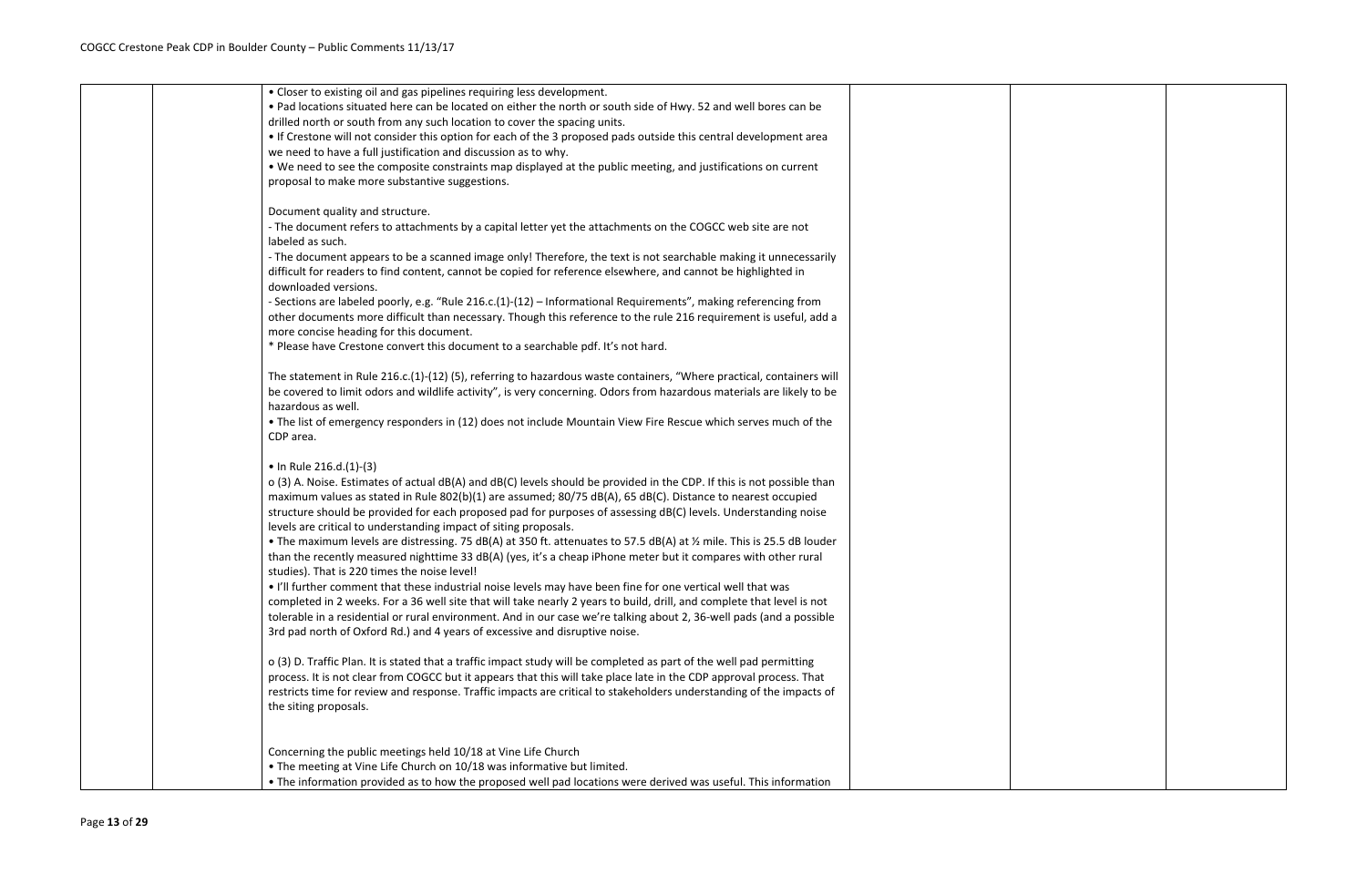| | | | | | |
|---|---|---|---|---|---|
| | | • Closer to existing oil and gas pipelines requiring less development.<br>• Pad locations situated here can be located on either the north or south side of Hwy. 52 and well bores can be drilled north or south from any such location to cover the spacing units.<br>• If Crestone will not consider this option for each of the 3 proposed pads outside this central development area we need to have a full justification and discussion as to why.<br>• We need to see the composite constraints map displayed at the public meeting, and justifications on current proposal to make more substantive suggestions.<br><br>Document quality and structure.<br>- The document refers to attachments by a capital letter yet the attachments on the COGCC web site are not labeled as such.<br>- The document appears to be a scanned image only! Therefore, the text is not searchable making it unnecessarily difficult for readers to find content, cannot be copied for reference elsewhere, and cannot be highlighted in downloaded versions.<br>- Sections are labeled poorly, e.g. "Rule 216.c.(1)-(12) – Informational Requirements", making referencing from other documents more difficult than necessary. Though this reference to the rule 216 requirement is useful, add a more concise heading for this document.<br>* Please have Crestone convert this document to a searchable pdf. It's not hard.<br><br>The statement in Rule 216.c.(1)-(12) (5), referring to hazardous waste containers, "Where practical, containers will be covered to limit odors and wildlife activity", is very concerning. Odors from hazardous materials are likely to be hazardous as well.<br>• The list of emergency responders in (12) does not include Mountain View Fire Rescue which serves much of the CDP area.<br><br>• In Rule 216.d.(1)-(3)<br>o (3) A. Noise. Estimates of actual dB(A) and dB(C) levels should be provided in the CDP. If this is not possible than maximum values as stated in Rule 802(b)(1) are assumed; 80/75 dB(A), 65 dB(C). Distance to nearest occupied structure should be provided for each proposed pad for purposes of assessing dB(C) levels. Understanding noise levels are critical to understanding impact of siting proposals.<br>• The maximum levels are distressing. 75 dB(A) at 350 ft. attenuates to 57.5 dB(A) at ½ mile. This is 25.5 dB louder than the recently measured nighttime 33 dB(A) (yes, it's a cheap iPhone meter but it compares with other rural studies). That is 220 times the noise level!<br>• I'll further comment that these industrial noise levels may have been fine for one vertical well that was completed in 2 weeks. For a 36 well site that will take nearly 2 years to build, drill, and complete that level is not tolerable in a residential or rural environment. And in our case we're talking about 2, 36-well pads (and a possible 3rd pad north of Oxford Rd.) and 4 years of excessive and disruptive noise.<br><br>o (3) D. Traffic Plan. It is stated that a traffic impact study will be completed as part of the well pad permitting process. It is not clear from COGCC but it appears that this will take place late in the CDP approval process. That restricts time for review and response. Traffic impacts are critical to stakeholders understanding of the impacts of the siting proposals.<br><br>Concerning the public meetings held 10/18 at Vine Life Church<br>• The meeting at Vine Life Church on 10/18 was informative but limited.<br>• The information provided as to how the proposed well pad locations were derived was useful. This information | | | |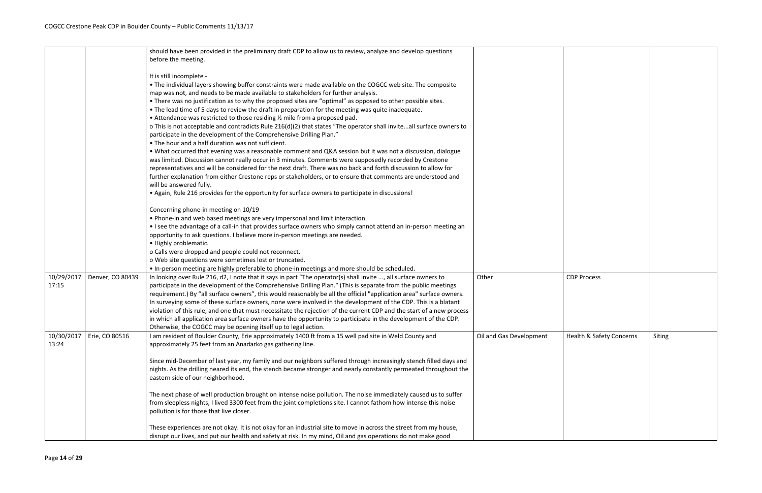| | | | | | |
|---|---|---|---|---|---|
| | | should have been provided in the preliminary draft CDP to allow us to review, analyze and develop questions before the meeting.<br><br>It is still incomplete -<br>• The individual layers showing buffer constraints were made available on the COGCC web site. The composite map was not, and needs to be made available to stakeholders for further analysis.<br>• There was no justification as to why the proposed sites are "optimal" as opposed to other possible sites.<br>• The lead time of 5 days to review the draft in preparation for the meeting was quite inadequate.<br>• Attendance was restricted to those residing ½ mile from a proposed pad.<br>o This is not acceptable and contradicts Rule 216(d)(2) that states "The operator shall invite...all surface owners to participate in the development of the Comprehensive Drilling Plan."<br>• The hour and a half duration was not sufficient.<br>• What occurred that evening was a reasonable comment and Q&A session but it was not a discussion, dialogue was limited. Discussion cannot really occur in 3 minutes. Comments were supposedly recorded by Crestone representatives and will be considered for the next draft. There was no back and forth discussion to allow for further explanation from either Crestone reps or stakeholders, or to ensure that comments are understood and will be answered fully.<br>• Again, Rule 216 provides for the opportunity for surface owners to participate in discussions!<br><br>Concerning phone-in meeting on 10/19<br>• Phone-in and web based meetings are very impersonal and limit interaction.<br>• I see the advantage of a call-in that provides surface owners who simply cannot attend an in-person meeting an opportunity to ask questions. I believe more in-person meetings are needed.<br>• Highly problematic.<br>o Calls were dropped and people could not reconnect.<br>o Web site questions were sometimes lost or truncated.<br>• In-person meeting are highly preferable to phone-in meetings and more should be scheduled. | | | |
| 10/29/2017 17:15 | Denver, CO 80439 | In looking over Rule 216, d2, I note that it says in part "The operator(s) shall invite ..., all surface owners to participate in the development of the Comprehensive Drilling Plan." (This is separate from the public meetings requirement.) By "all surface owners", this would reasonably be all the official "application area" surface owners. In surveying some of these surface owners, none were involved in the development of the CDP. This is a blatant violation of this rule, and one that must necessitate the rejection of the current CDP and the start of a new process in which all application area surface owners have the opportunity to participate in the development of the CDP. Otherwise, the COGCC may be opening itself up to legal action. | Other | CDP Process | |
| 10/30/2017 13:24 | Erie, CO 80516 | I am resident of Boulder County, Erie approximately 1400 ft from a 15 well pad site in Weld County and approximately 25 feet from an Anadarko gas gathering line.<br><br>Since mid-December of last year, my family and our neighbors suffered through increasingly stench filled days and nights. As the drilling neared its end, the stench became stronger and nearly constantly permeated throughout the eastern side of our neighborhood.<br><br>The next phase of well production brought on intense noise pollution. The noise immediately caused us to suffer from sleepless nights, I lived 3300 feet from the joint completions site. I cannot fathom how intense this noise pollution is for those that live closer.<br><br>These experiences are not okay. It is not okay for an industrial site to move in across the street from my house, disrupt our lives, and put our health and safety at risk. In my mind, Oil and gas operations do not make good | Oil and Gas Development | Health & Safety Concerns | Siting |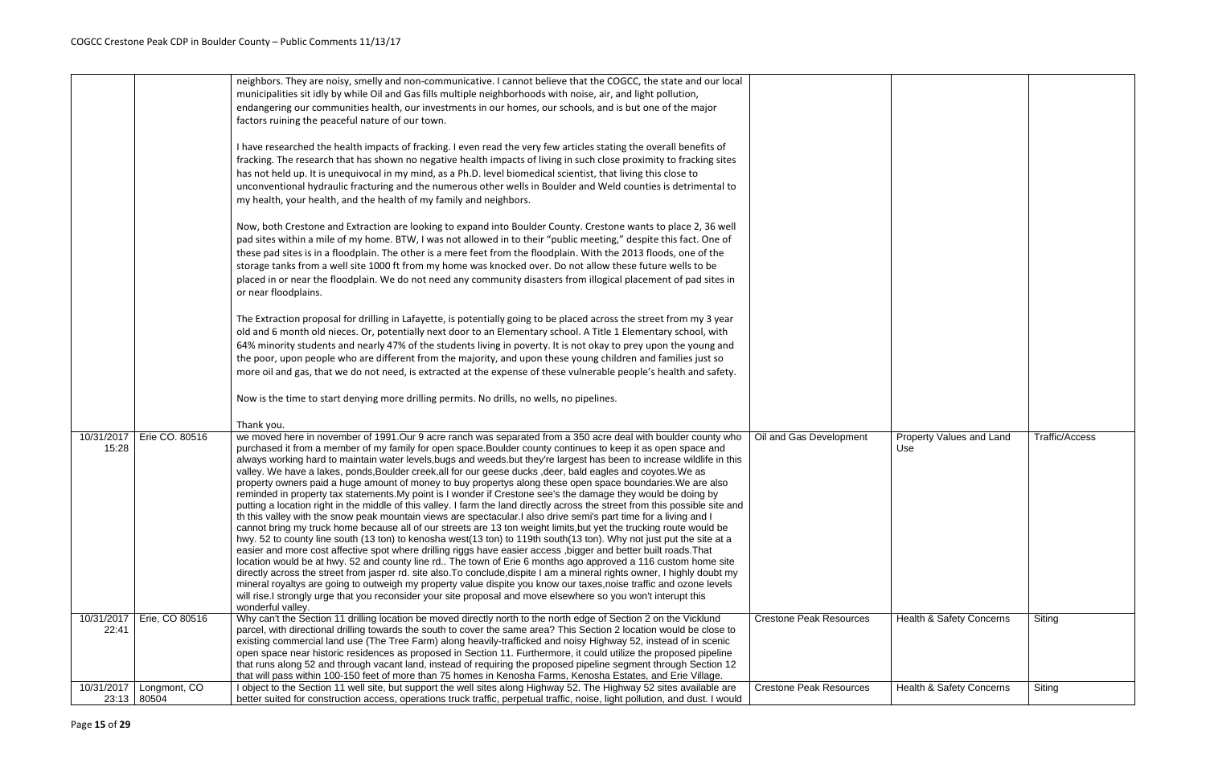| | | | | | |
|---|---|---|---|---|---|
| | | neighbors. They are noisy, smelly and non-communicative. I cannot believe that the COGCC, the state and our local municipalities sit idly by while Oil and Gas fills multiple neighborhoods with noise, air, and light pollution, endangering our communities health, our investments in our homes, our schools, and is but one of the major factors ruining the peaceful nature of our town.<br><br>I have researched the health impacts of fracking. I even read the very few articles stating the overall benefits of fracking. The research that has shown no negative health impacts of living in such close proximity to fracking sites has not held up. It is unequivocal in my mind, as a Ph.D. level biomedical scientist, that living this close to unconventional hydraulic fracturing and the numerous other wells in Boulder and Weld counties is detrimental to my health, your health, and the health of my family and neighbors.<br><br>Now, both Crestone and Extraction are looking to expand into Boulder County. Crestone wants to place 2, 36 well pad sites within a mile of my home. BTW, I was not allowed in to their "public meeting," despite this fact. One of these pad sites is in a floodplain. The other is a mere feet from the floodplain. With the 2013 floods, one of the storage tanks from a well site 1000 ft from my home was knocked over. Do not allow these future wells to be placed in or near the floodplain. We do not need any community disasters from illogical placement of pad sites in or near floodplains.<br><br>The Extraction proposal for drilling in Lafayette, is potentially going to be placed across the street from my 3 year old and 6 month old nieces. Or, potentially next door to an Elementary school. A Title 1 Elementary school, with 64% minority students and nearly 47% of the students living in poverty. It is not okay to prey upon the young and the poor, upon people who are different from the majority, and upon these young children and families just so more oil and gas, that we do not need, is extracted at the expense of these vulnerable people's health and safety.<br><br>Now is the time to start denying more drilling permits. No drills, no wells, no pipelines.<br><br>Thank you. | | | |
| 10/31/2017 15:28 | Erie CO. 80516 | we moved here in november of 1991.Our 9 acre ranch was separated from a 350 acre deal with boulder county who purchased it from a member of my family for open space.Boulder county continues to keep it as open space and always working hard to maintain water levels,bugs and weeds.but they're largest has been to increase wildlife in this valley. We have a lakes, ponds,Boulder creek,all for our geese ducks ,deer, bald eagles and coyotes.We as property owners paid a huge amount of money to buy propertys along these open space boundaries.We are also reminded in property tax statements.My point is I wonder if Crestone see's the damage they would be doing by putting a location right in the middle of this valley. I farm the land directly across the street from this possible site and th this valley with the snow peak mountain views are spectacular.I also drive semi's part time for a living and I cannot bring my truck home because all of our streets are 13 ton weight limits,but yet the trucking route would be hwy. 52 to county line south (13 ton) to kenosha west(13 ton) to 119th south(13 ton). Why not just put the site at a easier and more cost affective spot where drilling riggs have easier access ,bigger and better built roads.That location would be at hwy. 52 and county line rd.. The town of Erie 6 months ago approved a 116 custom home site directly across the street from jasper rd. site also.To conclude,dispite I am a mineral rights owner, I highly doubt my mineral royaltys are going to outweigh my property value dispite you know our taxes,noise traffic and ozone levels will rise.I strongly urge that you reconsider your site proposal and move elsewhere so you won't interupt this wonderful valley. | Oil and Gas Development | Property Values and Land Use | Traffic/Access |
| 10/31/2017 22:41 | Erie, CO 80516 | Why can't the Section 11 drilling location be moved directly north to the north edge of Section 2 on the Vicklund parcel, with directional drilling towards the south to cover the same area? This Section 2 location would be close to existing commercial land use (The Tree Farm) along heavily-trafficked and noisy Highway 52, instead of in scenic open space near historic residences as proposed in Section 11. Furthermore, it could utilize the proposed pipeline that runs along 52 and through vacant land, instead of requiring the proposed pipeline segment through Section 12 that will pass within 100-150 feet of more than 75 homes in Kenosha Farms, Kenosha Estates, and Erie Village. | Crestone Peak Resources | Health & Safety Concerns | Siting |
| 10/31/2017 23:13 | Longmont, CO 80504 | I object to the Section 11 well site, but support the well sites along Highway 52. The Highway 52 sites available are better suited for construction access, operations truck traffic, perpetual traffic, noise, light pollution, and dust. I would | Crestone Peak Resources | Health & Safety Concerns | Siting |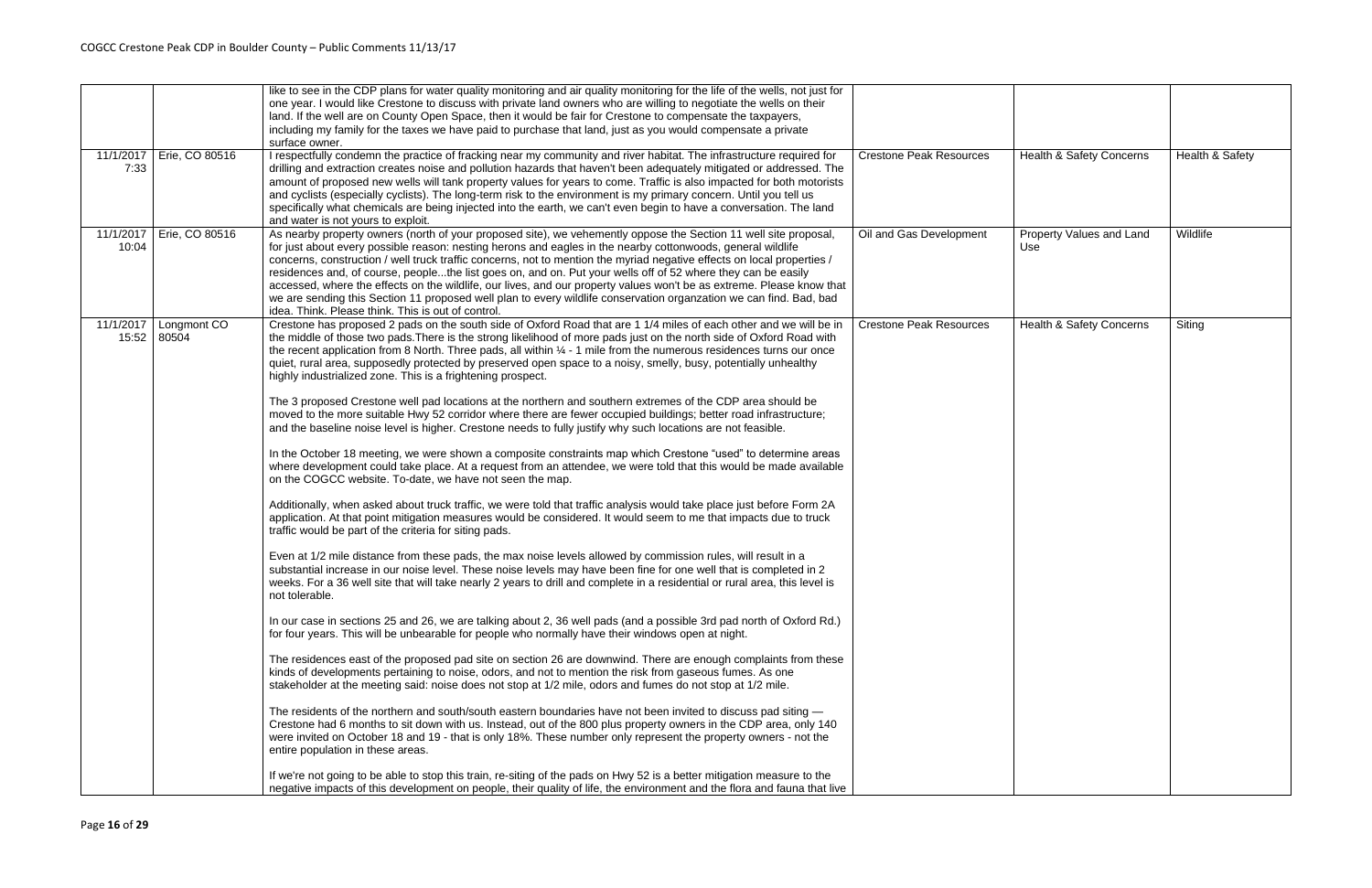| | | | | | |
|---|---|---|---|---|---|
| | | like to see in the CDP plans for water quality monitoring and air quality monitoring for the life of the wells, not just for one year. I would like Crestone to discuss with private land owners who are willing to negotiate the wells on their land. If the well are on County Open Space, then it would be fair for Crestone to compensate the taxpayers, including my family for the taxes we have paid to purchase that land, just as you would compensate a private surface owner. | | | |
| 11/1/2017 7:33 | Erie, CO 80516 | I respectfully condemn the practice of fracking near my community and river habitat. The infrastructure required for drilling and extraction creates noise and pollution hazards that haven't been adequately mitigated or addressed. The amount of proposed new wells will tank property values for years to come. Traffic is also impacted for both motorists and cyclists (especially cyclists). The long-term risk to the environment is my primary concern. Until you tell us specifically what chemicals are being injected into the earth, we can't even begin to have a conversation. The land and water is not yours to exploit. | Crestone Peak Resources | Health & Safety Concerns | Health & Safety |
| 11/1/2017 10:04 | Erie, CO 80516 | As nearby property owners (north of your proposed site), we vehemently oppose the Section 11 well site proposal, for just about every possible reason: nesting herons and eagles in the nearby cottonwoods, general wildlife concerns, construction / well truck traffic concerns, not to mention the myriad negative effects on local properties / residences and, of course, people...the list goes on, and on. Put your wells off of 52 where they can be easily accessed, where the effects on the wildlife, our lives, and our property values won't be as extreme. Please know that we are sending this Section 11 proposed well plan to every wildlife conservation organzation we can find. Bad, bad idea. Think. Please think. This is out of control. | Oil and Gas Development | Property Values and Land Use | Wildlife |
| 11/1/2017 15:52 | Longmont CO 80504 | Crestone has proposed 2 pads on the south side of Oxford Road that are 1 1/4 miles of each other and we will be in the middle of those two pads.There is the strong likelihood of more pads just on the north side of Oxford Road with the recent application from 8 North. Three pads, all within ¼ - 1 mile from the numerous residences turns our once quiet, rural area, supposedly protected by preserved open space to a noisy, smelly, busy, potentially unhealthy highly industrialized zone. This is a frightening prospect.<br><br>The 3 proposed Crestone well pad locations at the northern and southern extremes of the CDP area should be moved to the more suitable Hwy 52 corridor where there are fewer occupied buildings; better road infrastructure; and the baseline noise level is higher. Crestone needs to fully justify why such locations are not feasible.<br><br>In the October 18 meeting, we were shown a composite constraints map which Crestone "used" to determine areas where development could take place. At a request from an attendee, we were told that this would be made available on the COGCC website. To-date, we have not seen the map.<br><br>Additionally, when asked about truck traffic, we were told that traffic analysis would take place just before Form 2A application. At that point mitigation measures would be considered. It would seem to me that impacts due to truck traffic would be part of the criteria for siting pads.<br><br>Even at 1/2 mile distance from these pads, the max noise levels allowed by commission rules, will result in a substantial increase in our noise level. These noise levels may have been fine for one well that is completed in 2 weeks. For a 36 well site that will take nearly 2 years to drill and complete in a residential or rural area, this level is not tolerable.<br><br>In our case in sections 25 and 26, we are talking about 2, 36 well pads (and a possible 3rd pad north of Oxford Rd.) for four years. This will be unbearable for people who normally have their windows open at night.<br><br>The residences east of the proposed pad site on section 26 are downwind. There are enough complaints from these kinds of developments pertaining to noise, odors, and not to mention the risk from gaseous fumes. As one stakeholder at the meeting said: noise does not stop at 1/2 mile, odors and fumes do not stop at 1/2 mile.<br><br>The residents of the northern and south/south eastern boundaries have not been invited to discuss pad siting — Crestone had 6 months to sit down with us. Instead, out of the 800 plus property owners in the CDP area, only 140 were invited on October 18 and 19 - that is only 18%. These number only represent the property owners - not the entire population in these areas.<br><br>If we're not going to be able to stop this train, re-siting of the pads on Hwy 52 is a better mitigation measure to the negative impacts of this development on people, their quality of life, the environment and the flora and fauna that live | Crestone Peak Resources | Health & Safety Concerns | Siting |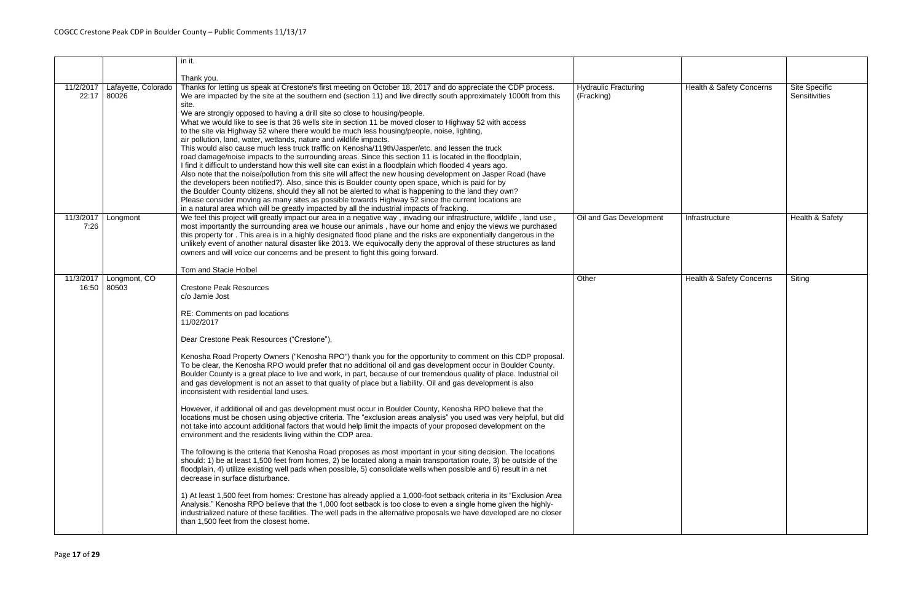| | | | | | |
|---|---|---|---|---|---|
| | | in it.<br><br>Thank you. | | | |
| 11/2/2017 22:17 | Lafayette, Colorado 80026 | Thanks for letting us speak at Crestone's first meeting on October 18, 2017 and do appreciate the CDP process. We are impacted by the site at the southern end (section 11) and live directly south approximately 1000ft from this site.<br>We are strongly opposed to having a drill site so close to housing/people.<br>What we would like to see is that 36 wells site in section 11 be moved closer to Highway 52 with access to the site via Highway 52 where there would be much less housing/people, noise, lighting, air pollution, land, water, wetlands, nature and wildlife impacts.<br>This would also cause much less truck traffic on Kenosha/119th/Jasper/etc. and lessen the truck road damage/noise impacts to the surrounding areas. Since this section 11 is located in the floodplain, I find it difficult to understand how this well site can exist in a floodplain which flooded 4 years ago.<br>Also note that the noise/pollution from this site will affect the new housing development on Jasper Road (have the developers been notified?). Also, since this is Boulder county open space, which is paid for by the Boulder County citizens, should they all not be alerted to what is happening to the land they own?<br>Please consider moving as many sites as possible towards Highway 52 since the current locations are in a natural area which will be greatly impacted by all the industrial impacts of fracking. | Hydraulic Fracturing (Fracking) | Health & Safety Concerns | Site Specific Sensitivities |
| 11/3/2017 7:26 | Longmont | We feel this project will greatly impact our area in a negative way , invading our infrastructure, wildlife , land use , most importantly the surrounding area we house our animals , have our home and enjoy the views we purchased this property for . This area is in a highly designated flood plane and the risks are exponentially dangerous in the unlikely event of another natural disaster like 2013. We equivocally deny the approval of these structures as land owners and will voice our concerns and be present to fight this going forward.<br><br>Tom and Stacie Holbel | Oil and Gas Development | Infrastructure | Health & Safety |
| 11/3/2017 16:50 | Longmont, CO 80503 | Crestone Peak Resources<br>c/o Jamie Jost<br><br>RE: Comments on pad locations<br>11/02/2017<br><br>Dear Crestone Peak Resources ("Crestone"),<br><br>Kenosha Road Property Owners ("Kenosha RPO") thank you for the opportunity to comment on this CDP proposal. To be clear, the Kenosha RPO would prefer that no additional oil and gas development occur in Boulder County. Boulder County is a great place to live and work, in part, because of our tremendous quality of place. Industrial oil and gas development is not an asset to that quality of place but a liability. Oil and gas development is also inconsistent with residential land uses.<br><br>However, if additional oil and gas development must occur in Boulder County, Kenosha RPO believe that the locations must be chosen using objective criteria. The "exclusion areas analysis" you used was very helpful, but did not take into account additional factors that would help limit the impacts of your proposed development on the environment and the residents living within the CDP area.<br><br>The following is the criteria that Kenosha Road proposes as most important in your siting decision. The locations should: 1) be at least 1,500 feet from homes, 2) be located along a main transportation route, 3) be outside of the floodplain, 4) utilize existing well pads when possible, 5) consolidate wells when possible and 6) result in a net decrease in surface disturbance.<br><br>1) At least 1,500 feet from homes: Crestone has already applied a 1,000-foot setback criteria in its "Exclusion Area Analysis." Kenosha RPO believe that the 1,000 foot setback is too close to even a single home given the highly-industrialized nature of these facilities. The well pads in the alternative proposals we have developed are no closer than 1,500 feet from the closest home. | Other | Health & Safety Concerns | Siting |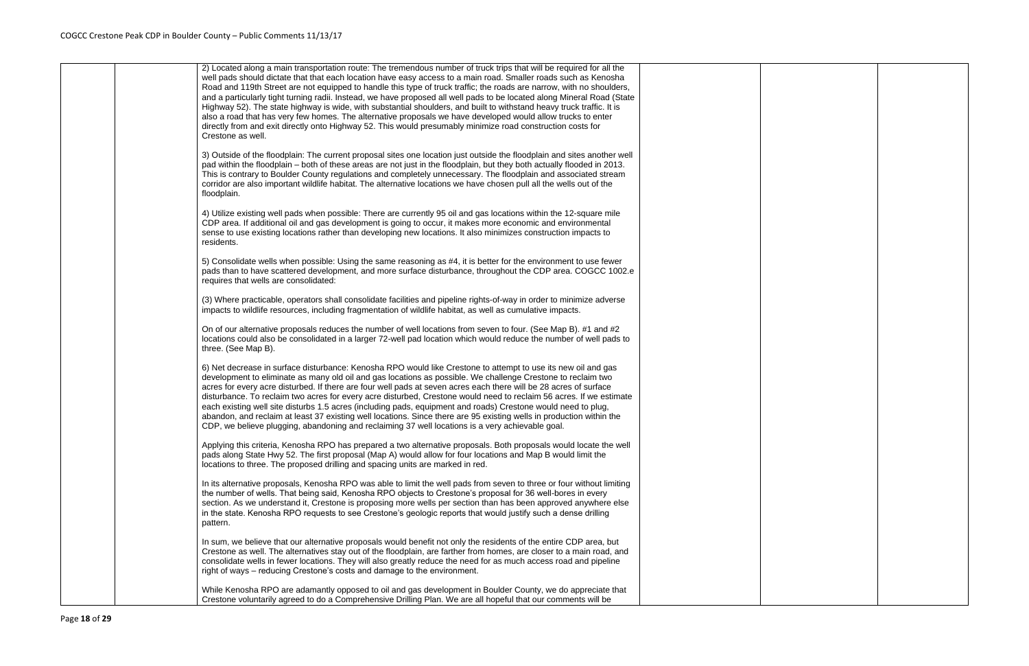| | | | | | |
|---|---|---|---|---|---|
| | | 2) Located along a main transportation route: The tremendous number of truck trips that will be required for all the well pads should dictate that that each location have easy access to a main road. Smaller roads such as Kenosha Road and 119th Street are not equipped to handle this type of truck traffic; the roads are narrow, with no shoulders, and a particularly tight turning radii. Instead, we have proposed all well pads to be located along Mineral Road (State Highway 52). The state highway is wide, with substantial shoulders, and built to withstand heavy truck traffic. It is also a road that has very few homes. The alternative proposals we have developed would allow trucks to enter directly from and exit directly onto Highway 52. This would presumably minimize road construction costs for Crestone as well.<br><br>3) Outside of the floodplain: The current proposal sites one location just outside the floodplain and sites another well pad within the floodplain – both of these areas are not just in the floodplain, but they both actually flooded in 2013. This is contrary to Boulder County regulations and completely unnecessary. The floodplain and associated stream corridor are also important wildlife habitat. The alternative locations we have chosen pull all the wells out of the floodplain.<br><br>4) Utilize existing well pads when possible: There are currently 95 oil and gas locations within the 12-square mile CDP area. If additional oil and gas development is going to occur, it makes more economic and environmental sense to use existing locations rather than developing new locations. It also minimizes construction impacts to residents.<br><br>5) Consolidate wells when possible: Using the same reasoning as #4, it is better for the environment to use fewer pads than to have scattered development, and more surface disturbance, throughout the CDP area. COGCC 1002.e requires that wells are consolidated:<br><br>(3) Where practicable, operators shall consolidate facilities and pipeline rights-of-way in order to minimize adverse impacts to wildlife resources, including fragmentation of wildlife habitat, as well as cumulative impacts.<br><br>On of our alternative proposals reduces the number of well locations from seven to four. (See Map B). #1 and #2 locations could also be consolidated in a larger 72-well pad location which would reduce the number of well pads to three. (See Map B).<br><br>6) Net decrease in surface disturbance: Kenosha RPO would like Crestone to attempt to use its new oil and gas development to eliminate as many old oil and gas locations as possible. We challenge Crestone to reclaim two acres for every acre disturbed. If there are four well pads at seven acres each there will be 28 acres of surface disturbance. To reclaim two acres for every acre disturbed, Crestone would need to reclaim 56 acres. If we estimate each existing well site disturbs 1.5 acres (including pads, equipment and roads) Crestone would need to plug, abandon, and reclaim at least 37 existing well locations. Since there are 95 existing wells in production within the CDP, we believe plugging, abandoning and reclaiming 37 well locations is a very achievable goal.<br><br>Applying this criteria, Kenosha RPO has prepared a two alternative proposals. Both proposals would locate the well pads along State Hwy 52. The first proposal (Map A) would allow for four locations and Map B would limit the locations to three. The proposed drilling and spacing units are marked in red.<br><br>In its alternative proposals, Kenosha RPO was able to limit the well pads from seven to three or four without limiting the number of wells. That being said, Kenosha RPO objects to Crestone's proposal for 36 well-bores in every section. As we understand it, Crestone is proposing more wells per section than has been approved anywhere else in the state. Kenosha RPO requests to see Crestone's geologic reports that would justify such a dense drilling pattern.<br><br>In sum, we believe that our alternative proposals would benefit not only the residents of the entire CDP area, but Crestone as well. The alternatives stay out of the floodplain, are farther from homes, are closer to a main road, and consolidate wells in fewer locations. They will also greatly reduce the need for as much access road and pipeline right of ways – reducing Crestone's costs and damage to the environment.<br><br>While Kenosha RPO are adamantly opposed to oil and gas development in Boulder County, we do appreciate that Crestone voluntarily agreed to do a Comprehensive Drilling Plan. We are all hopeful that our comments will be | | | |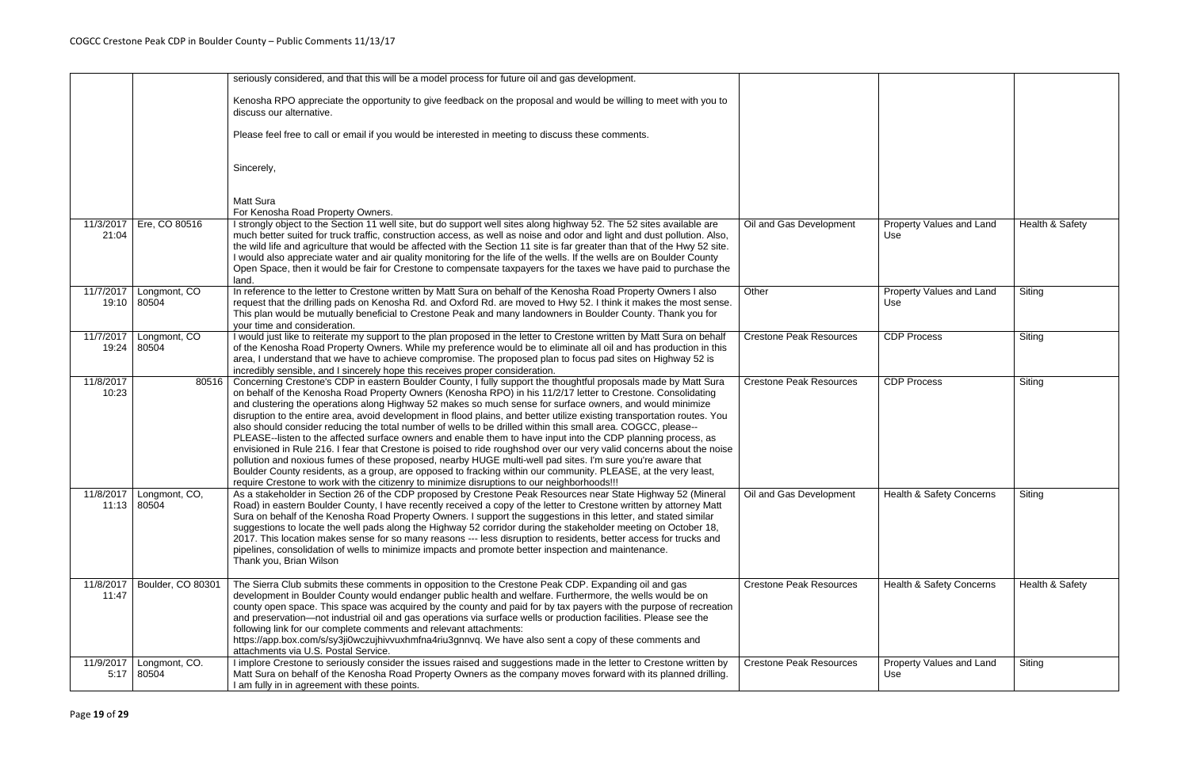| | | | | | |
|---|---|---|---|---|---|
| | | seriously considered, and that this will be a model process for future oil and gas development.<br><br>Kenosha RPO appreciate the opportunity to give feedback on the proposal and would be willing to meet with you to discuss our alternative.<br><br>Please feel free to call or email if you would be interested in meeting to discuss these comments.<br><br>Sincerely,<br><br>Matt Sura<br>For Kenosha Road Property Owners. | | | |
| 11/3/2017 21:04 | Ere, CO 80516 | I strongly object to the Section 11 well site, but do support well sites along highway 52. The 52 sites available are much better suited for truck traffic, construction access, as well as noise and odor and light and dust pollution. Also, the wild life and agriculture that would be affected with the Section 11 site is far greater than that of the Hwy 52 site. I would also appreciate water and air quality monitoring for the life of the wells. If the wells are on Boulder County Open Space, then it would be fair for Crestone to compensate taxpayers for the taxes we have paid to purchase the land. | Oil and Gas Development | Property Values and Land Use | Health & Safety |
| 11/7/2017 19:10 | Longmont, CO 80504 | In reference to the letter to Crestone written by Matt Sura on behalf of the Kenosha Road Property Owners I also request that the drilling pads on Kenosha Rd. and Oxford Rd. are moved to Hwy 52. I think it makes the most sense. This plan would be mutually beneficial to Crestone Peak and many landowners in Boulder County. Thank you for your time and consideration. | Other | Property Values and Land Use | Siting |
| 11/7/2017 19:24 | Longmont, CO 80504 | I would just like to reiterate my support to the plan proposed in the letter to Crestone written by Matt Sura on behalf of the Kenosha Road Property Owners. While my preference would be to eliminate all oil and has production in this area, I understand that we have to achieve compromise. The proposed plan to focus pad sites on Highway 52 is incredibly sensible, and I sincerely hope this receives proper consideration. | Crestone Peak Resources | CDP Process | Siting |
| 11/8/2017 10:23 | 80516 | Concerning Crestone's CDP in eastern Boulder County, I fully support the thoughtful proposals made by Matt Sura on behalf of the Kenosha Road Property Owners (Kenosha RPO) in his 11/2/17 letter to Crestone. Consolidating and clustering the operations along Highway 52 makes so much sense for surface owners, and would minimize disruption to the entire area, avoid development in flood plains, and better utilize existing transportation routes. You also should consider reducing the total number of wells to be drilled within this small area. COGCC, please--PLEASE--listen to the affected surface owners and enable them to have input into the CDP planning process, as envisioned in Rule 216. I fear that Crestone is poised to ride roughshod over our very valid concerns about the noise pollution and noxious fumes of these proposed, nearby HUGE multi-well pad sites. I'm sure you're aware that Boulder County residents, as a group, are opposed to fracking within our community. PLEASE, at the very least, require Crestone to work with the citizenry to minimize disruptions to our neighborhoods!!! | Crestone Peak Resources | CDP Process | Siting |
| 11/8/2017 11:13 | Longmont, CO, 80504 | As a stakeholder in Section 26 of the CDP proposed by Crestone Peak Resources near State Highway 52 (Mineral Road) in eastern Boulder County, I have recently received a copy of the letter to Crestone written by attorney Matt Sura on behalf of the Kenosha Road Property Owners. I support the suggestions in this letter, and stated similar suggestions to locate the well pads along the Highway 52 corridor during the stakeholder meeting on October 18, 2017. This location makes sense for so many reasons --- less disruption to residents, better access for trucks and pipelines, consolidation of wells to minimize impacts and promote better inspection and maintenance.<br>Thank you, Brian Wilson | Oil and Gas Development | Health & Safety Concerns | Siting |
| 11/8/2017 11:47 | Boulder, CO 80301 | The Sierra Club submits these comments in opposition to the Crestone Peak CDP. Expanding oil and gas development in Boulder County would endanger public health and welfare. Furthermore, the wells would be on county open space. This space was acquired by the county and paid for by tax payers with the purpose of recreation and preservation—not industrial oil and gas operations via surface wells or production facilities. Please see the following link for our complete comments and relevant attachments: https://app.box.com/s/sy3ji0wczujhivvuxhmfna4riu3gnnvq. We have also sent a copy of these comments and attachments via U.S. Postal Service. | Crestone Peak Resources | Health & Safety Concerns | Health & Safety |
| 11/9/2017 5:17 | Longmont, CO. 80504 | I implore Crestone to seriously consider the issues raised and suggestions made in the letter to Crestone written by Matt Sura on behalf of the Kenosha Road Property Owners as the company moves forward with its planned drilling. I am fully in in agreement with these points. | Crestone Peak Resources | Property Values and Land Use | Siting |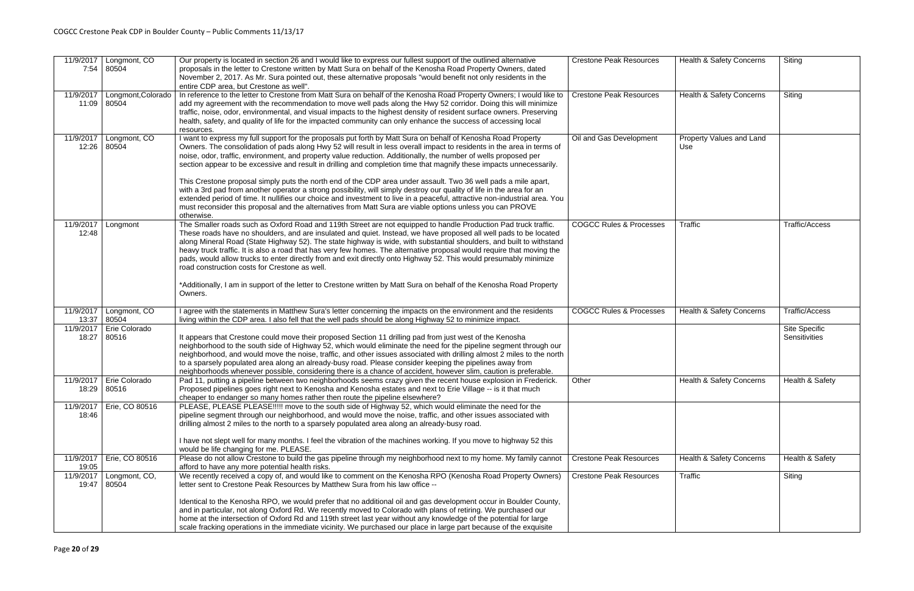| 11/9/2017 7:54 | Longmont, CO 80504 | Our property is located in section 26 and I would like to express our fullest support of the outlined alternative proposals in the letter to Crestone written by Matt Sura on behalf of the Kenosha Road Property Owners, dated November 2, 2017. As Mr. Sura pointed out, these alternative proposals "would benefit not only residents in the entire CDP area, but Crestone as well". | Crestone Peak Resources | Health & Safety Concerns | Siting |
|---|---|---|---|---|---|
| 11/9/2017 11:09 | Longmont,Colorado 80504 | In reference to the letter to Crestone from Matt Sura on behalf of the Kenosha Road Property Owners; I would like to add my agreement with the recommendation to move well pads along the Hwy 52 corridor. Doing this will minimize traffic, noise, odor, environmental, and visual impacts to the highest density of resident surface owners. Preserving health, safety, and quality of life for the impacted community can only enhance the success of accessing local resources. | Crestone Peak Resources | Health & Safety Concerns | Siting |
| 11/9/2017 12:26 | Longmont, CO 80504 | I want to express my full support for the proposals put forth by Matt Sura on behalf of Kenosha Road Property Owners. The consolidation of pads along Hwy 52 will result in less overall impact to residents in the area in terms of noise, odor, traffic, environment, and property value reduction. Additionally, the number of wells proposed per section appear to be excessive and result in drilling and completion time that magnify these impacts unnecessarily.<br><br>This Crestone proposal simply puts the north end of the CDP area under assault. Two 36 well pads a mile apart, with a 3rd pad from another operator a strong possibility, will simply destroy our quality of life in the area for an extended period of time. It nullifies our choice and investment to live in a peaceful, attractive non-industrial area. You must reconsider this proposal and the alternatives from Matt Sura are viable options unless you can PROVE otherwise. | Oil and Gas Development | Property Values and Land Use | |
| 11/9/2017 12:48 | Longmont | The Smaller roads such as Oxford Road and 119th Street are not equipped to handle Production Pad truck traffic. These roads have no shoulders, and are insulated and quiet. Instead, we have proposed all well pads to be located along Mineral Road (State Highway 52). The state highway is wide, with substantial shoulders, and built to withstand heavy truck traffic. It is also a road that has very few homes. The alternative proposal would require that moving the pads, would allow trucks to enter directly from and exit directly onto Highway 52. This would presumably minimize road construction costs for Crestone as well.<br><br>*Additionally, I am in support of the letter to Crestone written by Matt Sura on behalf of the Kenosha Road Property Owners. | COGCC Rules & Processes | Traffic | Traffic/Access |
| 11/9/2017 13:37 | Longmont, CO 80504 | I agree with the statements in Matthew Sura's letter concerning the impacts on the environment and the residents living within the CDP area. I also fell that the well pads should be along Highway 52 to minimize impact. | COGCC Rules & Processes | Health & Safety Concerns | Traffic/Access |
| 11/9/2017 18:27 | Erie Colorado 80516 | It appears that Crestone could move their proposed Section 11 drilling pad from just west of the Kenosha neighborhood to the south side of Highway 52, which would eliminate the need for the pipeline segment through our neighborhood, and would move the noise, traffic, and other issues associated with drilling almost 2 miles to the north to a sparsely populated area along an already-busy road. Please consider keeping the pipelines away from neighborhoods whenever possible, considering there is a chance of accident, however slim, caution is preferable. | | | Site Specific Sensitivities |
| 11/9/2017 18:29 | Erie Colorado 80516 | Pad 11, putting a pipeline between two neighborhoods seems crazy given the recent house explosion in Frederick. Proposed pipelines goes right next to Kenosha and Kenosha estates and next to Erie Village -- is it that much cheaper to endanger so many homes rather then route the pipeline elsewhere? | Other | Health & Safety Concerns | Health & Safety |
| 11/9/2017 18:46 | Erie, CO 80516 | PLEASE, PLEASE PLEASE!!!!! move to the south side of Highway 52, which would eliminate the need for the pipeline segment through our neighborhood, and would move the noise, traffic, and other issues associated with drilling almost 2 miles to the north to a sparsely populated area along an already-busy road.<br><br>I have not slept well for many months. I feel the vibration of the machines working. If you move to highway 52 this would be life changing for me. PLEASE. | | | |
| 11/9/2017 19:05 | Erie, CO 80516 | Please do not allow Crestone to build the gas pipeline through my neighborhood next to my home. My family cannot afford to have any more potential health risks. | Crestone Peak Resources | Health & Safety Concerns | Health & Safety |
| 11/9/2017 19:47 | Longmont, CO, 80504 | We recently received a copy of, and would like to comment on the Kenosha RPO (Kenosha Road Property Owners) letter sent to Crestone Peak Resources by Matthew Sura from his law office --<br><br>Identical to the Kenosha RPO, we would prefer that no additional oil and gas development occur in Boulder County, and in particular, not along Oxford Rd. We recently moved to Colorado with plans of retiring. We purchased our home at the intersection of Oxford Rd and 119th street last year without any knowledge of the potential for large scale fracking operations in the immediate vicinity. We purchased our place in large part because of the exquisite | Crestone Peak Resources | Traffic | Siting |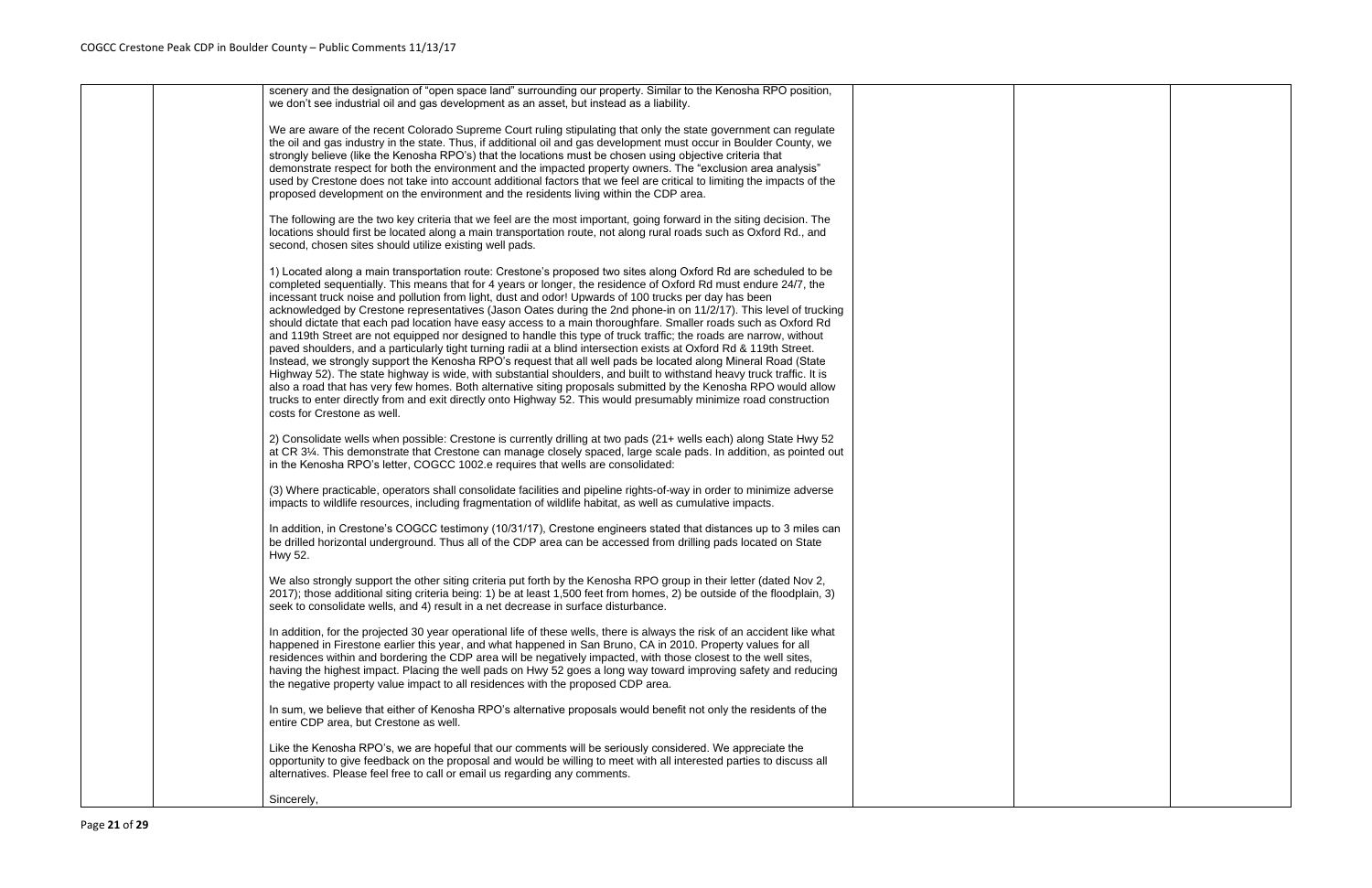scenery and the designation of "open space land" surrounding our property. Similar to the Kenosha RPO position, we don't see industrial oil and gas development as an asset, but instead as a liability.

We are aware of the recent Colorado Supreme Court ruling stipulating that only the state government can regulate the oil and gas industry in the state. Thus, if additional oil and gas development must occur in Boulder County, we strongly believe (like the Kenosha RPO's) that the locations must be chosen using objective criteria that demonstrate respect for both the environment and the impacted property owners. The "exclusion area analysis" used by Crestone does not take into account additional factors that we feel are critical to limiting the impacts of the proposed development on the environment and the residents living within the CDP area.

The following are the two key criteria that we feel are the most important, going forward in the siting decision. The locations should first be located along a main transportation route, not along rural roads such as Oxford Rd., and second, chosen sites should utilize existing well pads.

1) Located along a main transportation route: Crestone's proposed two sites along Oxford Rd are scheduled to be completed sequentially. This means that for 4 years or longer, the residence of Oxford Rd must endure 24/7, the incessant truck noise and pollution from light, dust and odor! Upwards of 100 trucks per day has been acknowledged by Crestone representatives (Jason Oates during the 2nd phone-in on 11/2/17). This level of trucking should dictate that each pad location have easy access to a main thoroughfare. Smaller roads such as Oxford Rd and 119th Street are not equipped nor designed to handle this type of truck traffic; the roads are narrow, without paved shoulders, and a particularly tight turning radii at a blind intersection exists at Oxford Rd & 119th Street. Instead, we strongly support the Kenosha RPO's request that all well pads be located along Mineral Road (State Highway 52). The state highway is wide, with substantial shoulders, and built to withstand heavy truck traffic. It is also a road that has very few homes. Both alternative siting proposals submitted by the Kenosha RPO would allow trucks to enter directly from and exit directly onto Highway 52. This would presumably minimize road construction costs for Crestone as well.

2) Consolidate wells when possible: Crestone is currently drilling at two pads (21+ wells each) along State Hwy 52 at CR 3¼. This demonstrate that Crestone can manage closely spaced, large scale pads. In addition, as pointed out in the Kenosha RPO's letter, COGCC 1002.e requires that wells are consolidated:

(3) Where practicable, operators shall consolidate facilities and pipeline rights-of-way in order to minimize adverse impacts to wildlife resources, including fragmentation of wildlife habitat, as well as cumulative impacts.

In addition, in Crestone's COGCC testimony (10/31/17), Crestone engineers stated that distances up to 3 miles can be drilled horizontal underground. Thus all of the CDP area can be accessed from drilling pads located on State Hwy 52.

We also strongly support the other siting criteria put forth by the Kenosha RPO group in their letter (dated Nov 2, 2017); those additional siting criteria being: 1) be at least 1,500 feet from homes, 2) be outside of the floodplain, 3) seek to consolidate wells, and 4) result in a net decrease in surface disturbance.

In addition, for the projected 30 year operational life of these wells, there is always the risk of an accident like what happened in Firestone earlier this year, and what happened in San Bruno, CA in 2010. Property values for all residences within and bordering the CDP area will be negatively impacted, with those closest to the well sites, having the highest impact. Placing the well pads on Hwy 52 goes a long way toward improving safety and reducing the negative property value impact to all residences with the proposed CDP area.

In sum, we believe that either of Kenosha RPO's alternative proposals would benefit not only the residents of the entire CDP area, but Crestone as well.

Like the Kenosha RPO's, we are hopeful that our comments will be seriously considered. We appreciate the opportunity to give feedback on the proposal and would be willing to meet with all interested parties to discuss all alternatives. Please feel free to call or email us regarding any comments.

Sincerely,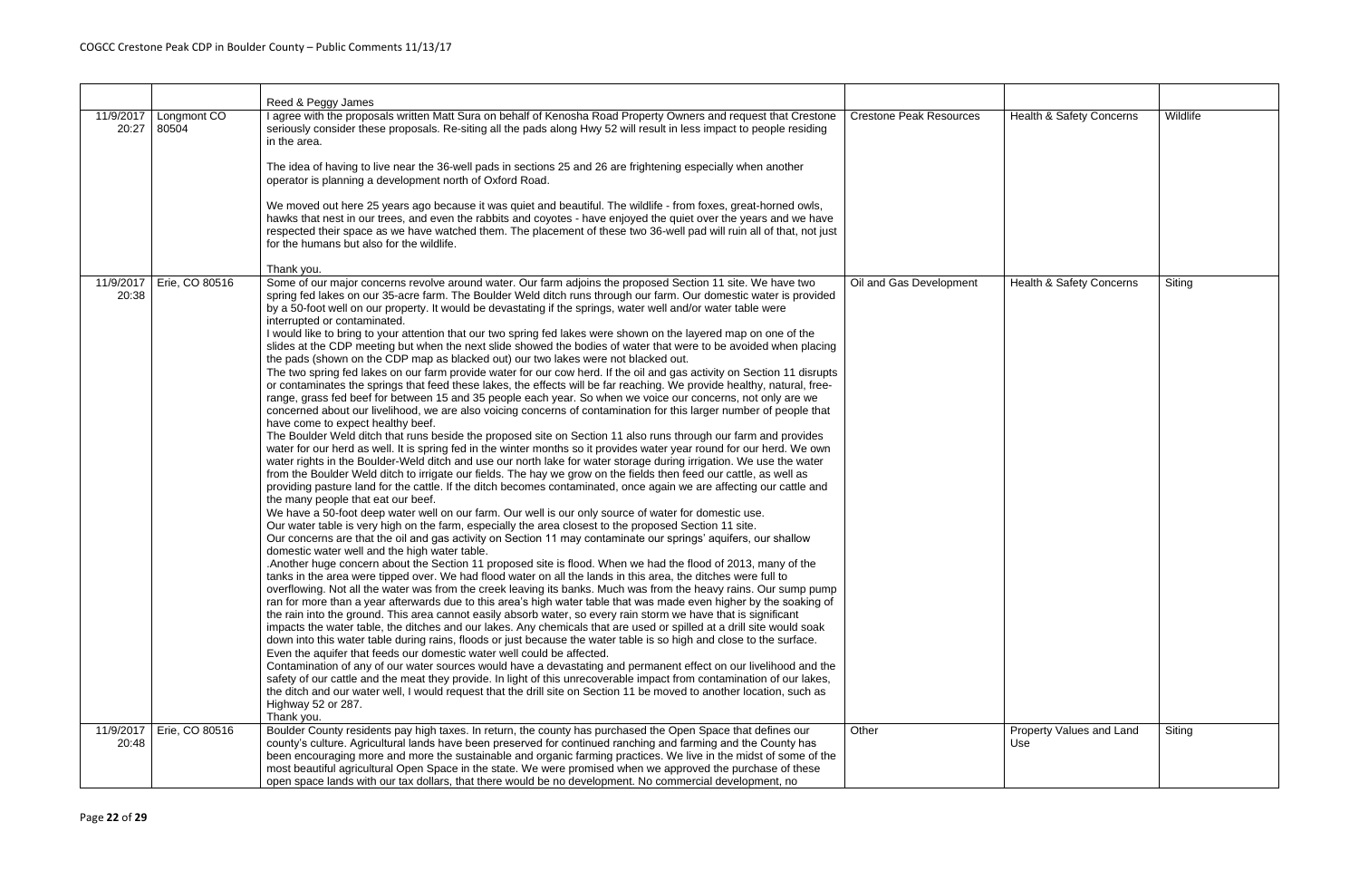| | | | | | |
|---|---|---|---|---|---|
| | | Reed & Peggy James | | | |
| 11/9/2017 20:27 | Longmont CO 80504 | I agree with the proposals written Matt Sura on behalf of Kenosha Road Property Owners and request that Crestone seriously consider these proposals. Re-siting all the pads along Hwy 52 will result in less impact to people residing in the area.<br><br>The idea of having to live near the 36-well pads in sections 25 and 26 are frightening especially when another operator is planning a development north of Oxford Road.<br><br>We moved out here 25 years ago because it was quiet and beautiful. The wildlife - from foxes, great-horned owls, hawks that nest in our trees, and even the rabbits and coyotes - have enjoyed the quiet over the years and we have respected their space as we have watched them. The placement of these two 36-well pad will ruin all of that, not just for the humans but also for the wildlife.<br><br>Thank you. | Crestone Peak Resources | Health & Safety Concerns | Wildlife |
| 11/9/2017 20:38 | Erie, CO 80516 | Some of our major concerns revolve around water. Our farm adjoins the proposed Section 11 site. We have two spring fed lakes on our 35-acre farm. The Boulder Weld ditch runs through our farm. Our domestic water is provided by a 50-foot well on our property. It would be devastating if the springs, water well and/or water table were interrupted or contaminated.<br>I would like to bring to your attention that our two spring fed lakes were shown on the layered map on one of the slides at the CDP meeting but when the next slide showed the bodies of water that were to be avoided when placing the pads (shown on the CDP map as blacked out) our two lakes were not blacked out.<br>The two spring fed lakes on our farm provide water for our cow herd. If the oil and gas activity on Section 11 disrupts or contaminates the springs that feed these lakes, the effects will be far reaching. We provide healthy, natural, free-range, grass fed beef for between 15 and 35 people each year. So when we voice our concerns, not only are we concerned about our livelihood, we are also voicing concerns of contamination for this larger number of people that have come to expect healthy beef.<br>The Boulder Weld ditch that runs beside the proposed site on Section 11 also runs through our farm and provides water for our herd as well. It is spring fed in the winter months so it provides water year round for our herd. We own water rights in the Boulder-Weld ditch and use our north lake for water storage during irrigation. We use the water from the Boulder Weld ditch to irrigate our fields. The hay we grow on the fields then feed our cattle, as well as providing pasture land for the cattle. If the ditch becomes contaminated, once again we are affecting our cattle and the many people that eat our beef.<br>We have a 50-foot deep water well on our farm. Our well is our only source of water for domestic use.<br>Our water table is very high on the farm, especially the area closest to the proposed Section 11 site.<br>Our concerns are that the oil and gas activity on Section 11 may contaminate our springs' aquifers, our shallow domestic water well and the high water table.<br>.Another huge concern about the Section 11 proposed site is flood. When we had the flood of 2013, many of the tanks in the area were tipped over. We had flood water on all the lands in this area, the ditches were full to overflowing. Not all the water was from the creek leaving its banks. Much was from the heavy rains. Our sump pump ran for more than a year afterwards due to this area's high water table that was made even higher by the soaking of the rain into the ground. This area cannot easily absorb water, so every rain storm we have that is significant impacts the water table, the ditches and our lakes. Any chemicals that are used or spilled at a drill site would soak down into this water table during rains, floods or just because the water table is so high and close to the surface. Even the aquifer that feeds our domestic water well could be affected.<br>Contamination of any of our water sources would have a devastating and permanent effect on our livelihood and the safety of our cattle and the meat they provide. In light of this unrecoverable impact from contamination of our lakes, the ditch and our water well, I would request that the drill site on Section 11 be moved to another location, such as Highway 52 or 287.<br>Thank you. | Oil and Gas Development | Health & Safety Concerns | Siting |
| 11/9/2017 20:48 | Erie, CO 80516 | Boulder County residents pay high taxes. In return, the county has purchased the Open Space that defines our county's culture. Agricultural lands have been preserved for continued ranching and farming and the County has been encouraging more and more the sustainable and organic farming practices. We live in the midst of some of the most beautiful agricultural Open Space in the state. We were promised when we approved the purchase of these open space lands with our tax dollars, that there would be no development. No commercial development, no | Other | Property Values and Land Use | Siting |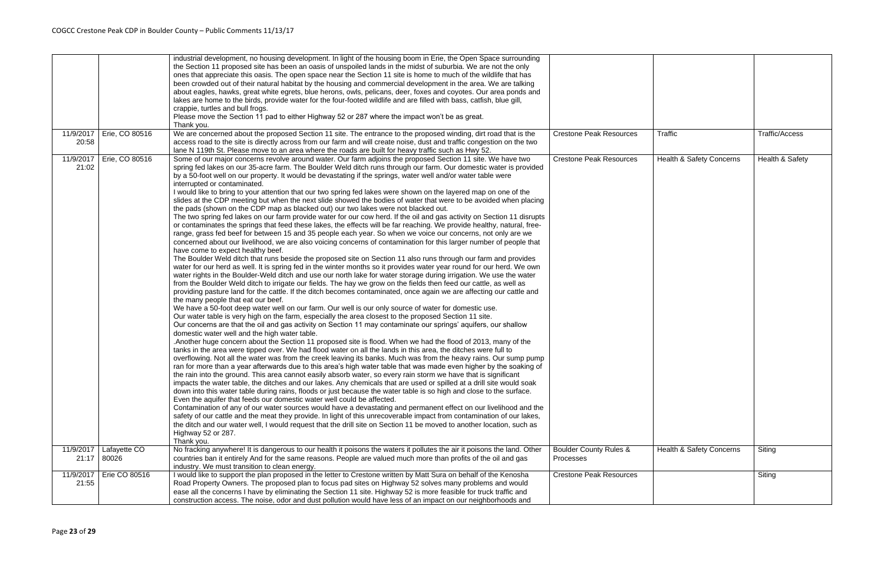| | | | | | |
|---|---|---|---|---|---|
| | | industrial development, no housing development. In light of the housing boom in Erie, the Open Space surrounding the Section 11 proposed site has been an oasis of unspoiled lands in the midst of suburbia. We are not the only ones that appreciate this oasis. The open space near the Section 11 site is home to much of the wildlife that has been crowded out of their natural habitat by the housing and commercial development in the area. We are talking about eagles, hawks, great white egrets, blue herons, owls, pelicans, deer, foxes and coyotes. Our area ponds and lakes are home to the birds, provide water for the four-footed wildlife and are filled with bass, catfish, blue gill, crappie, turtles and bull frogs.<br>Please move the Section 11 pad to either Highway 52 or 287 where the impact won't be as great.<br>Thank you. | | | |
| 11/9/2017 20:58 | Erie, CO 80516 | We are concerned about the proposed Section 11 site. The entrance to the proposed winding, dirt road that is the access road to the site is directly across from our farm and will create noise, dust and traffic congestion on the two lane N 119th St. Please move to an area where the roads are built for heavy traffic such as Hwy 52. | Crestone Peak Resources | Traffic | Traffic/Access |
| 11/9/2017 21:02 | Erie, CO 80516 | Some of our major concerns revolve around water. Our farm adjoins the proposed Section 11 site. We have two spring fed lakes on our 35-acre farm. The Boulder Weld ditch runs through our farm. Our domestic water is provided by a 50-foot well on our property. It would be devastating if the springs, water well and/or water table were interrupted or contaminated.<br>I would like to bring to your attention that our two spring fed lakes were shown on the layered map on one of the slides at the CDP meeting but when the next slide showed the bodies of water that were to be avoided when placing the pads (shown on the CDP map as blacked out) our two lakes were not blacked out.<br>The two spring fed lakes on our farm provide water for our cow herd. If the oil and gas activity on Section 11 disrupts or contaminates the springs that feed these lakes, the effects will be far reaching. We provide healthy, natural, free-range, grass fed beef for between 15 and 35 people each year. So when we voice our concerns, not only are we concerned about our livelihood, we are also voicing concerns of contamination for this larger number of people that have come to expect healthy beef.<br>The Boulder Weld ditch that runs beside the proposed site on Section 11 also runs through our farm and provides water for our herd as well. It is spring fed in the winter months so it provides water year round for our herd. We own water rights in the Boulder-Weld ditch and use our north lake for water storage during irrigation. We use the water from the Boulder Weld ditch to irrigate our fields. The hay we grow on the fields then feed our cattle, as well as providing pasture land for the cattle. If the ditch becomes contaminated, once again we are affecting our cattle and the many people that eat our beef.<br>We have a 50-foot deep water well on our farm. Our well is our only source of water for domestic use.<br>Our water table is very high on the farm, especially the area closest to the proposed Section 11 site.<br>Our concerns are that the oil and gas activity on Section 11 may contaminate our springs' aquifers, our shallow domestic water well and the high water table.<br>.Another huge concern about the Section 11 proposed site is flood. When we had the flood of 2013, many of the tanks in the area were tipped over. We had flood water on all the lands in this area, the ditches were full to overflowing. Not all the water was from the creek leaving its banks. Much was from the heavy rains. Our sump pump ran for more than a year afterwards due to this area's high water table that was made even higher by the soaking of the rain into the ground. This area cannot easily absorb water, so every rain storm we have that is significant impacts the water table, the ditches and our lakes. Any chemicals that are used or spilled at a drill site would soak down into this water table during rains, floods or just because the water table is so high and close to the surface. Even the aquifer that feeds our domestic water well could be affected.<br>Contamination of any of our water sources would have a devastating and permanent effect on our livelihood and the safety of our cattle and the meat they provide. In light of this unrecoverable impact from contamination of our lakes, the ditch and our water well, I would request that the drill site on Section 11 be moved to another location, such as Highway 52 or 287.<br>Thank you. | Crestone Peak Resources | Health & Safety Concerns | Health & Safety |
| 11/9/2017 21:17 | Lafayette CO 80026 | No fracking anywhere! It is dangerous to our health it poisons the waters it pollutes the air it poisons the land. Other countries ban it entirely And for the same reasons. People are valued much more than profits of the oil and gas industry. We must transition to clean energy. | Boulder County Rules & Processes | Health & Safety Concerns | Siting |
| 11/9/2017 21:55 | Erie CO 80516 | I would like to support the plan proposed in the letter to Crestone written by Matt Sura on behalf of the Kenosha Road Property Owners. The proposed plan to focus pad sites on Highway 52 solves many problems and would ease all the concerns I have by eliminating the Section 11 site. Highway 52 is more feasible for truck traffic and construction access. The noise, odor and dust pollution would have less of an impact on our neighborhoods and | Crestone Peak Resources | | Siting |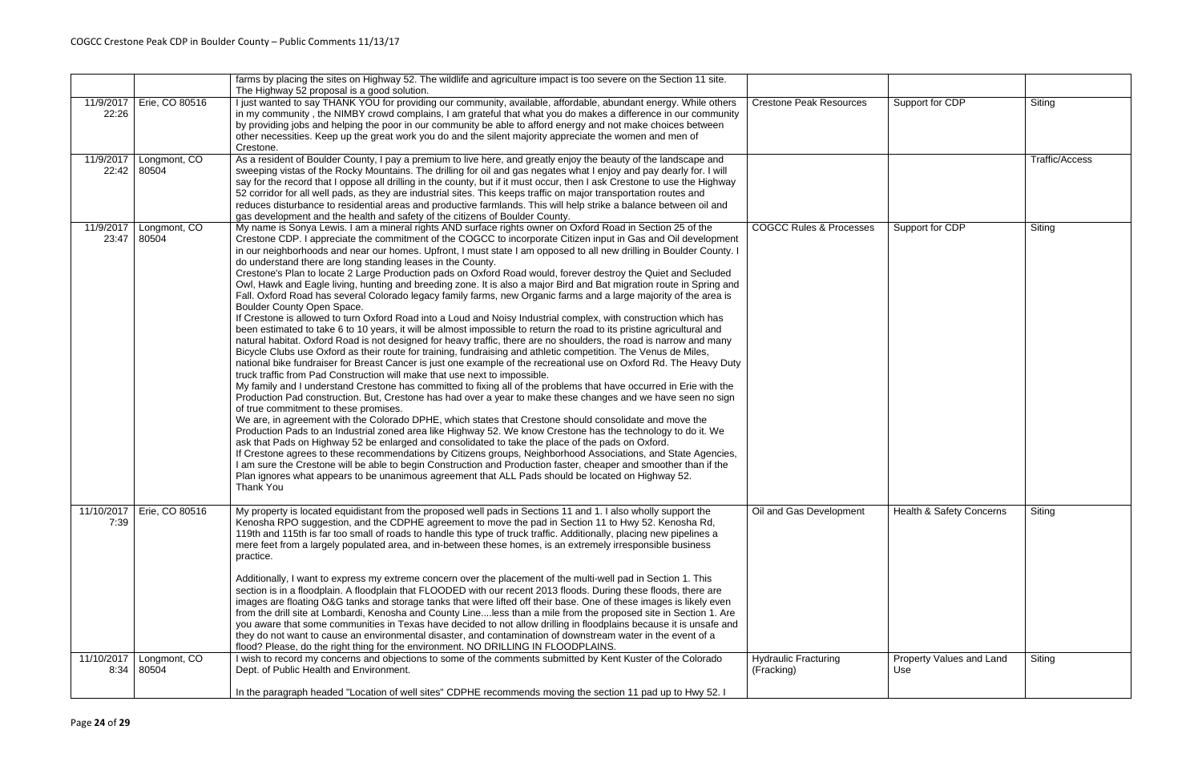| | | | | | |
|---|---|---|---|---|---|
| | | farms by placing the sites on Highway 52. The wildlife and agriculture impact is too severe on the Section 11 site. The Highway 52 proposal is a good solution. | | | |
| 11/9/2017 22:26 | Erie, CO 80516 | I just wanted to say THANK YOU for providing our community, available, affordable, abundant energy. While others in my community , the NIMBY crowd complains, I am grateful that what you do makes a difference in our community by providing jobs and helping the poor in our community be able to afford energy and not make choices between other necessities. Keep up the great work you do and the silent majority appreciate the women and men of Crestone. | Crestone Peak Resources | Support for CDP | Siting |
| 11/9/2017 22:42 | Longmont, CO 80504 | As a resident of Boulder County, I pay a premium to live here, and greatly enjoy the beauty of the landscape and sweeping vistas of the Rocky Mountains. The drilling for oil and gas negates what I enjoy and pay dearly for. I will say for the record that I oppose all drilling in the county, but if it must occur, then I ask Crestone to use the Highway 52 corridor for all well pads, as they are industrial sites. This keeps traffic on major transportation routes and reduces disturbance to residential areas and productive farmlands. This will help strike a balance between oil and gas development and the health and safety of the citizens of Boulder County. | | | Traffic/Access |
| 11/9/2017 23:47 | Longmont, CO 80504 | My name is Sonya Lewis. I am a mineral rights AND surface rights owner on Oxford Road in Section 25 of the Crestone CDP. I appreciate the commitment of the COGCC to incorporate Citizen input in Gas and Oil development in our neighborhoods and near our homes. Upfront, I must state I am opposed to all new drilling in Boulder County. I do understand there are long standing leases in the County.<br>Crestone's Plan to locate 2 Large Production pads on Oxford Road would, forever destroy the Quiet and Secluded Owl, Hawk and Eagle living, hunting and breeding zone. It is also a major Bird and Bat migration route in Spring and Fall. Oxford Road has several Colorado legacy family farms, new Organic farms and a large majority of the area is Boulder County Open Space.<br>If Crestone is allowed to turn Oxford Road into a Loud and Noisy Industrial complex, with construction which has been estimated to take 6 to 10 years, it will be almost impossible to return the road to its pristine agricultural and natural habitat. Oxford Road is not designed for heavy traffic, there are no shoulders, the road is narrow and many Bicycle Clubs use Oxford as their route for training, fundraising and athletic competition. The Venus de Miles, national bike fundraiser for Breast Cancer is just one example of the recreational use on Oxford Rd. The Heavy Duty truck traffic from Pad Construction will make that use next to impossible.<br>My family and I understand Crestone has committed to fixing all of the problems that have occurred in Erie with the Production Pad construction. But, Crestone has had over a year to make these changes and we have seen no sign of true commitment to these promises.<br>We are, in agreement with the Colorado DPHE, which states that Crestone should consolidate and move the Production Pads to an Industrial zoned area like Highway 52. We know Crestone has the technology to do it. We ask that Pads on Highway 52 be enlarged and consolidated to take the place of the pads on Oxford.<br>If Crestone agrees to these recommendations by Citizens groups, Neighborhood Associations, and State Agencies, I am sure the Crestone will be able to begin Construction and Production faster, cheaper and smoother than if the Plan ignores what appears to be unanimous agreement that ALL Pads should be located on Highway 52.<br>Thank You | COGCC Rules & Processes | Support for CDP | Siting |
| 11/10/2017 7:39 | Erie, CO 80516 | My property is located equidistant from the proposed well pads in Sections 11 and 1. I also wholly support the Kenosha RPO suggestion, and the CDPHE agreement to move the pad in Section 11 to Hwy 52. Kenosha Rd, 119th and 115th is far too small of roads to handle this type of truck traffic. Additionally, placing new pipelines a mere feet from a largely populated area, and in-between these homes, is an extremely irresponsible business practice.<br><br>Additionally, I want to express my extreme concern over the placement of the multi-well pad in Section 1. This section is in a floodplain. A floodplain that FLOODED with our recent 2013 floods. During these floods, there are images are floating O&G tanks and storage tanks that were lifted off their base. One of these images is likely even from the drill site at Lombardi, Kenosha and County Line....less than a mile from the proposed site in Section 1. Are you aware that some communities in Texas have decided to not allow drilling in floodplains because it is unsafe and they do not want to cause an environmental disaster, and contamination of downstream water in the event of a flood? Please, do the right thing for the environment. NO DRILLING IN FLOODPLAINS. | Oil and Gas Development | Health & Safety Concerns | Siting |
| 11/10/2017 8:34 | Longmont, CO 80504 | I wish to record my concerns and objections to some of the comments submitted by Kent Kuster of the Colorado Dept. of Public Health and Environment.<br><br>In the paragraph headed "Location of well sites" CDPHE recommends moving the section 11 pad up to Hwy 52. I | Hydraulic Fracturing (Fracking) | Property Values and Land Use | Siting |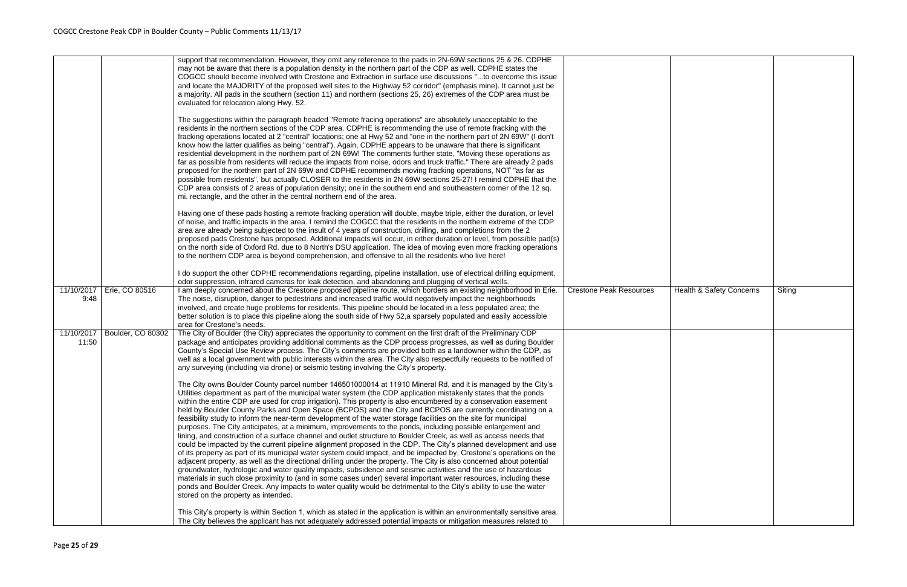| | | | | | |
|---|---|---|---|---|---|
| | | support that recommendation. However, they omit any reference to the pads in 2N-69W sections 25 & 26. CDPHE may not be aware that there is a population density in the northern part of the CDP as well. CDPHE states the COGCC should become involved with Crestone and Extraction in surface use discussions "...to overcome this issue and locate the MAJORITY of the proposed well sites to the Highway 52 corridor" (emphasis mine). It cannot just be a majority. All pads in the southern (section 11) and northern (sections 25, 26) extremes of the CDP area must be evaluated for relocation along Hwy. 52.<br><br>The suggestions within the paragraph headed "Remote fracing operations" are absolutely unacceptable to the residents in the northern sections of the CDP area. CDPHE is recommending the use of remote fracking with the fracking operations located at 2 "central" locations; one at Hwy 52 and "one in the northern part of 2N 69W" (I don't know how the latter qualifies as being "central"). Again, CDPHE appears to be unaware that there is significant residential development in the northern part of 2N 69W! The comments further state, "Moving these operations as far as possible from residents will reduce the impacts from noise, odors and truck traffic." There are already 2 pads proposed for the northern part of 2N 69W and CDPHE recommends moving fracking operations, NOT "as far as possible from residents", but actually CLOSER to the residents in 2N 69W sections 25-27! I remind CDPHE that the CDP area consists of 2 areas of population density; one in the southern end and southeastern corner of the 12 sq. mi. rectangle, and the other in the central northern end of the area.<br><br>Having one of these pads hosting a remote fracking operation will double, maybe triple, either the duration, or level of noise, and traffic impacts in the area. I remind the COGCC that the residents in the northern extreme of the CDP area are already being subjected to the insult of 4 years of construction, drilling, and completions from the 2 proposed pads Crestone has proposed. Additional impacts will occur, in either duration or level, from possible pad(s) on the north side of Oxford Rd. due to 8 North's DSU application. The idea of moving even more fracking operations to the northern CDP area is beyond comprehension, and offensive to all the residents who live here!<br><br>I do support the other CDPHE recommendations regarding, pipeline installation, use of electrical drilling equipment, odor suppression, infrared cameras for leak detection, and abandoning and plugging of vertical wells. | | | |
| 11/10/2017 9:48 | Erie, CO 80516 | I am deeply concerned about the Crestone proposed pipeline route, which borders an existing neighborhood in Erie. The noise, disruption, danger to pedestrians and increased traffic would negatively impact the neighborhoods involved, and create huge problems for residents. This pipeline should be located in a less populated area; the better solution is to place this pipeline along the south side of Hwy 52,a sparsely populated and easily accessible area for Crestone's needs. | Crestone Peak Resources | Health & Safety Concerns | Siting |
| 11/10/2017 11:50 | Boulder, CO 80302 | The City of Boulder (the City) appreciates the opportunity to comment on the first draft of the Preliminary CDP package and anticipates providing additional comments as the CDP process progresses, as well as during Boulder County's Special Use Review process. The City's comments are provided both as a landowner within the CDP, as well as a local government with public interests within the area. The City also respectfully requests to be notified of any surveying (including via drone) or seismic testing involving the City's property.<br><br>The City owns Boulder County parcel number 146501000014 at 11910 Mineral Rd, and it is managed by the City's Utilities department as part of the municipal water system (the CDP application mistakenly states that the ponds within the entire CDP are used for crop irrigation). This property is also encumbered by a conservation easement held by Boulder County Parks and Open Space (BCPOS) and the City and BCPOS are currently coordinating on a feasibility study to inform the near-term development of the water storage facilities on the site for municipal purposes. The City anticipates, at a minimum, improvements to the ponds, including possible enlargement and lining, and construction of a surface channel and outlet structure to Boulder Creek, as well as access needs that could be impacted by the current pipeline alignment proposed in the CDP. The City's planned development and use of its property as part of its municipal water system could impact, and be impacted by, Crestone's operations on the adjacent property, as well as the directional drilling under the property. The City is also concerned about potential groundwater, hydrologic and water quality impacts, subsidence and seismic activities and the use of hazardous materials in such close proximity to (and in some cases under) several important water resources, including these ponds and Boulder Creek. Any impacts to water quality would be detrimental to the City's ability to use the water stored on the property as intended.<br><br>This City's property is within Section 1, which as stated in the application is within an environmentally sensitive area. The City believes the applicant has not adequately addressed potential impacts or mitigation measures related to | | | |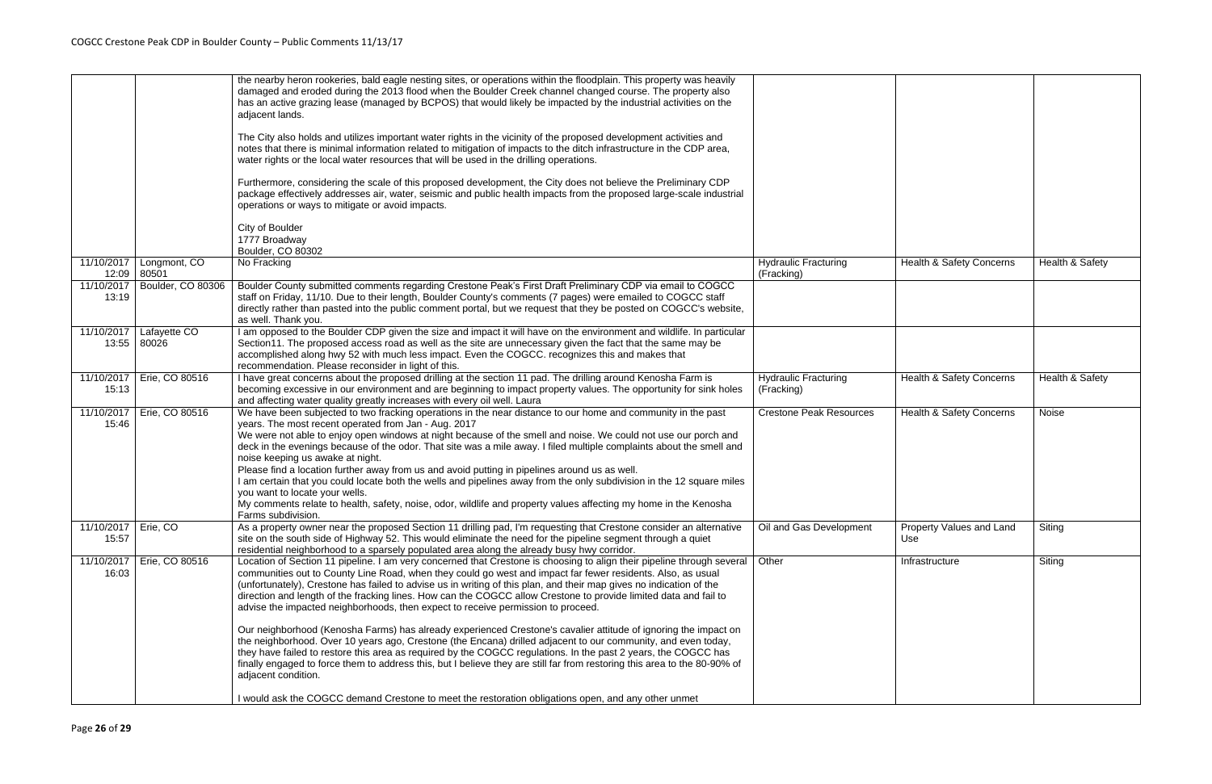| | | | | | |
|---|---|---|---|---|---|
| | | the nearby heron rookeries, bald eagle nesting sites, or operations within the floodplain. This property was heavily damaged and eroded during the 2013 flood when the Boulder Creek channel changed course. The property also has an active grazing lease (managed by BCPOS) that would likely be impacted by the industrial activities on the adjacent lands.<br><br>The City also holds and utilizes important water rights in the vicinity of the proposed development activities and notes that there is minimal information related to mitigation of impacts to the ditch infrastructure in the CDP area, water rights or the local water resources that will be used in the drilling operations.<br><br>Furthermore, considering the scale of this proposed development, the City does not believe the Preliminary CDP package effectively addresses air, water, seismic and public health impacts from the proposed large-scale industrial operations or ways to mitigate or avoid impacts.<br><br>City of Boulder<br>1777 Broadway<br>Boulder, CO 80302 | | | |
| 11/10/2017 12:09 | Longmont, CO 80501 | No Fracking | Hydraulic Fracturing (Fracking) | Health & Safety Concerns | Health & Safety |
| 11/10/2017 13:19 | Boulder, CO 80306 | Boulder County submitted comments regarding Crestone Peak's First Draft Preliminary CDP via email to COGCC staff on Friday, 11/10. Due to their length, Boulder County's comments (7 pages) were emailed to COGCC staff directly rather than pasted into the public comment portal, but we request that they be posted on COGCC's website, as well. Thank you. | | | |
| 11/10/2017 13:55 | Lafayette CO 80026 | I am opposed to the Boulder CDP given the size and impact it will have on the environment and wildlife. In particular Section11. The proposed access road as well as the site are unnecessary given the fact that the same may be accomplished along hwy 52 with much less impact. Even the COGCC. recognizes this and makes that recommendation. Please reconsider in light of this. | | | |
| 11/10/2017 15:13 | Erie, CO 80516 | I have great concerns about the proposed drilling at the section 11 pad. The drilling around Kenosha Farm is becoming excessive in our environment and are beginning to impact property values. The opportunity for sink holes and affecting water quality greatly increases with every oil well. Laura | Hydraulic Fracturing (Fracking) | Health & Safety Concerns | Health & Safety |
| 11/10/2017 15:46 | Erie, CO 80516 | We have been subjected to two fracking operations in the near distance to our home and community in the past years. The most recent operated from Jan - Aug. 2017<br>We were not able to enjoy open windows at night because of the smell and noise. We could not use our porch and deck in the evenings because of the odor. That site was a mile away. I filed multiple complaints about the smell and noise keeping us awake at night.<br>Please find a location further away from us and avoid putting in pipelines around us as well.<br>I am certain that you could locate both the wells and pipelines away from the only subdivision in the 12 square miles you want to locate your wells.<br>My comments relate to health, safety, noise, odor, wildlife and property values affecting my home in the Kenosha Farms subdivision. | Crestone Peak Resources | Health & Safety Concerns | Noise |
| 11/10/2017 15:57 | Erie, CO | As a property owner near the proposed Section 11 drilling pad, I'm requesting that Crestone consider an alternative site on the south side of Highway 52. This would eliminate the need for the pipeline segment through a quiet residential neighborhood to a sparsely populated area along the already busy hwy corridor. | Oil and Gas Development | Property Values and Land Use | Siting |
| 11/10/2017 16:03 | Erie, CO 80516 | Location of Section 11 pipeline. I am very concerned that Crestone is choosing to align their pipeline through several communities out to County Line Road, when they could go west and impact far fewer residents. Also, as usual (unfortunately), Crestone has failed to advise us in writing of this plan, and their map gives no indication of the direction and length of the fracking lines. How can the COGCC allow Crestone to provide limited data and fail to advise the impacted neighborhoods, then expect to receive permission to proceed.<br><br>Our neighborhood (Kenosha Farms) has already experienced Crestone's cavalier attitude of ignoring the impact on the neighborhood. Over 10 years ago, Crestone (the Encana) drilled adjacent to our community, and even today, they have failed to restore this area as required by the COGCC regulations. In the past 2 years, the COGCC has finally engaged to force them to address this, but I believe they are still far from restoring this area to the 80-90% of adjacent condition.<br><br>I would ask the COGCC demand Crestone to meet the restoration obligations open, and any other unmet | Other | Infrastructure | Siting |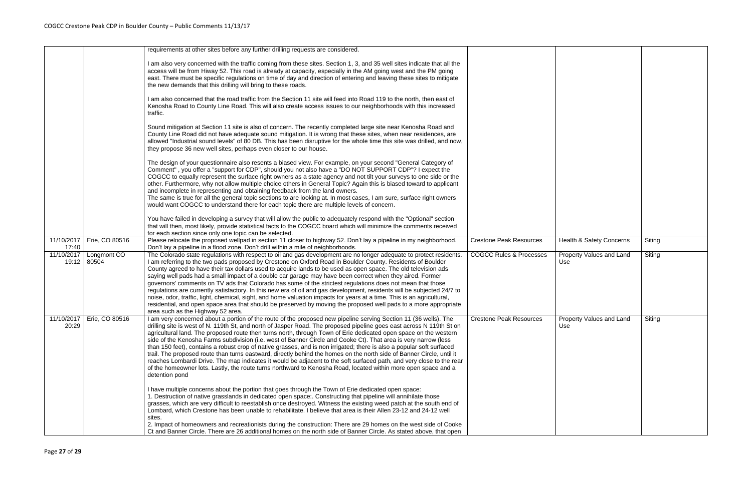| | | | | | |
|---|---|---|---|---|---|
| | | requirements at other sites before any further drilling requests are considered.<br><br>I am also very concerned with the traffic coming from these sites. Section 1, 3, and 35 well sites indicate that all the access will be from Hiway 52. This road is already at capacity, especially in the AM going west and the PM going east. There must be specific regulations on time of day and direction of entering and leaving these sites to mitigate the new demands that this drilling will bring to these roads.<br><br>I am also concerned that the road traffic from the Section 11 site will feed into Road 119 to the north, then east of Kenosha Road to County Line Road. This will also create access issues to our neighborhoods with this increased traffic.<br><br>Sound mitigation at Section 11 site is also of concern. The recently completed large site near Kenosha Road and County Line Road did not have adequate sound mitigation. It is wrong that these sites, when near residences, are allowed "Industrial sound levels" of 80 DB. This has been disruptive for the whole time this site was drilled, and now, they propose 36 new well sites, perhaps even closer to our house.<br><br>The design of your questionnaire also resents a biased view. For example, on your second "General Category of Comment" , you offer a "support for CDP", should you not also have a "DO NOT SUPPORT CDP"? I expect the COGCC to equally represent the surface right owners as a state agency and not tilt your surveys to one side or the other. Furthermore, why not allow multiple choice others in General Topic? Again this is biased toward to applicant and incomplete in representing and obtaining feedback from the land owners.<br>The same is true for all the general topic sections to are looking at. In most cases, I am sure, surface right owners would want COGCC to understand there for each topic there are multiple levels of concern.<br><br>You have failed in developing a survey that will allow the public to adequately respond with the "Optional" section that will then, most likely, provide statistical facts to the COGCC board which will minimize the comments received for each section since only one topic can be selected. | | | |
| 11/10/2017 17:40 | Erie, CO 80516 | Please relocate the proposed wellpad in section 11 closer to highway 52. Don't lay a pipeline in my neighborhood. Don't lay a pipeline in a flood zone. Don't drill within a mile of neighborhoods. | Crestone Peak Resources | Health & Safety Concerns | Siting |
| 11/10/2017 19:12 | Longmont CO 80504 | The Colorado state regulations with respect to oil and gas development are no longer adequate to protect residents. I am referring to the two pads proposed by Crestone on Oxford Road in Boulder County. Residents of Boulder County agreed to have their tax dollars used to acquire lands to be used as open space. The old television ads saying well pads had a small impact of a double car garage may have been correct when they aired. Former governors' comments on TV ads that Colorado has some of the strictest regulations does not mean that those regulations are currently satisfactory. In this new era of oil and gas development, residents will be subjected 24/7 to noise, odor, traffic, light, chemical, sight, and home valuation impacts for years at a time. This is an agricultural, residential, and open space area that should be preserved by moving the proposed well pads to a more appropriate area such as the Highway 52 area. | COGCC Rules & Processes | Property Values and Land Use | Siting |
| 11/10/2017 20:29 | Erie, CO 80516 | I am very concerned about a portion of the route of the proposed new pipeline serving Section 11 (36 wells). The drilling site is west of N. 119th St, and north of Jasper Road. The proposed pipeline goes east across N 119th St on agricultural land. The proposed route then turns north, through Town of Erie dedicated open space on the western side of the Kenosha Farms subdivision (i.e. west of Banner Circle and Cooke Ct). That area is very narrow (less than 150 feet), contains a robust crop of native grasses, and is non irrigated; there is also a popular soft surfaced trail. The proposed route than turns eastward, directly behind the homes on the north side of Banner Circle, until it reaches Lombardi Drive. The map indicates it would be adjacent to the soft surfaced path, and very close to the rear of the homeowner lots. Lastly, the route turns northward to Kenosha Road, located within more open space and a detention pond<br><br>I have multiple concerns about the portion that goes through the Town of Erie dedicated open space:<br>1. Destruction of native grasslands in dedicated open space:. Constructing that pipeline will annihilate those grasses, which are very difficult to reestablish once destroyed. Witness the existing weed patch at the south end of Lombard, which Crestone has been unable to rehabilitate. I believe that area is their Allen 23-12 and 24-12 well sites.<br>2. Impact of homeowners and recreationists during the construction: There are 29 homes on the west side of Cooke Ct and Banner Circle. There are 26 additional homes on the north side of Banner Circle. As stated above, that open | Crestone Peak Resources | Property Values and Land Use | Siting |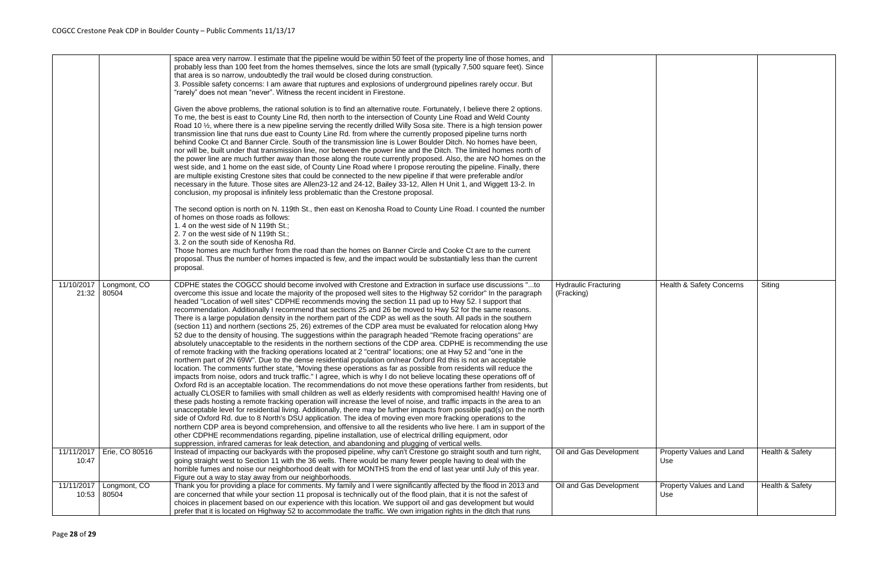| | | | | | |
|---|---|---|---|---|---|
| | | space area very narrow. I estimate that the pipeline would be within 50 feet of the property line of those homes, and probably less than 100 feet from the homes themselves, since the lots are small (typically 7,500 square feet). Since that area is so narrow, undoubtedly the trail would be closed during construction.<br>3. Possible safety concerns: I am aware that ruptures and explosions of underground pipelines rarely occur. But "rarely" does not mean "never". Witness the recent incident in Firestone.<br><br>Given the above problems, the rational solution is to find an alternative route. Fortunately, I believe there 2 options. To me, the best is east to County Line Rd, then north to the intersection of County Line Road and Weld County Road 10 ½, where there is a new pipeline serving the recently drilled Willy Sosa site. There is a high tension power transmission line that runs due east to County Line Rd. from where the currently proposed pipeline turns north behind Cooke Ct and Banner Circle. South of the transmission line is Lower Boulder Ditch. No homes have been, nor will be, built under that transmission line, nor between the power line and the Ditch. The limited homes north of the power line are much further away than those along the route currently proposed. Also, the are NO homes on the west side, and 1 home on the east side, of County Line Road where I propose rerouting the pipeline. Finally, there are multiple existing Crestone sites that could be connected to the new pipeline if that were preferable and/or necessary in the future. Those sites are Allen23-12 and 24-12, Bailey 33-12, Allen H Unit 1, and Wiggett 13-2. In conclusion, my proposal is infinitely less problematic than the Crestone proposal.<br><br>The second option is north on N. 119th St., then east on Kenosha Road to County Line Road. I counted the number of homes on those roads as follows:<br>1. 4 on the west side of N 119th St.;<br>2. 7 on the west side of N 119th St.;<br>3. 2 on the south side of Kenosha Rd.<br>Those homes are much further from the road than the homes on Banner Circle and Cooke Ct are to the current proposal. Thus the number of homes impacted is few, and the impact would be substantially less than the current proposal. | | | |
| 11/10/2017 21:32 | Longmont, CO 80504 | CDPHE states the COGCC should become involved with Crestone and Extraction in surface use discussions "...to overcome this issue and locate the majority of the proposed well sites to the Highway 52 corridor" In the paragraph headed "Location of well sites" CDPHE recommends moving the section 11 pad up to Hwy 52. I support that recommendation. Additionally I recommend that sections 25 and 26 be moved to Hwy 52 for the same reasons. There is a large population density in the northern part of the CDP as well as the south. All pads in the southern (section 11) and northern (sections 25, 26) extremes of the CDP area must be evaluated for relocation along Hwy 52 due to the density of housing. The suggestions within the paragraph headed "Remote fracing operations" are absolutely unacceptable to the residents in the northern sections of the CDP area. CDPHE is recommending the use of remote fracking with the fracking operations located at 2 "central" locations; one at Hwy 52 and "one in the northern part of 2N 69W". Due to the dense residential population on/near Oxford Rd this is not an acceptable location. The comments further state, "Moving these operations as far as possible from residents will reduce the impacts from noise, odors and truck traffic." I agree, which is why I do not believe locating these operations off of Oxford Rd is an acceptable location. The recommendations do not move these operations farther from residents, but actually CLOSER to families with small children as well as elderly residents with compromised health! Having one of these pads hosting a remote fracking operation will increase the level of noise, and traffic impacts in the area to an unacceptable level for residential living. Additionally, there may be further impacts from possible pad(s) on the north side of Oxford Rd. due to 8 North's DSU application. The idea of moving even more fracking operations to the northern CDP area is beyond comprehension, and offensive to all the residents who live here. I am in support of the other CDPHE recommendations regarding, pipeline installation, use of electrical drilling equipment, odor suppression, infrared cameras for leak detection, and abandoning and plugging of vertical wells. | Hydraulic Fracturing (Fracking) | Health & Safety Concerns | Siting |
| 11/11/2017 10:47 | Erie, CO 80516 | Instead of impacting our backyards with the proposed pipeline, why can't Crestone go straight south and turn right, going straight west to Section 11 with the 36 wells. There would be many fewer people having to deal with the horrible fumes and noise our neighborhood dealt with for MONTHS from the end of last year until July of this year. Figure out a way to stay away from our neighborhoods. | Oil and Gas Development | Property Values and Land Use | Health & Safety |
| 11/11/2017 10:53 | Longmont, CO 80504 | Thank you for providing a place for comments. My family and I were significantly affected by the flood in 2013 and are concerned that while your section 11 proposal is technically out of the flood plain, that it is not the safest of choices in placement based on our experience with this location. We support oil and gas development but would prefer that it is located on Highway 52 to accommodate the traffic. We own irrigation rights in the ditch that runs | Oil and Gas Development | Property Values and Land Use | Health & Safety |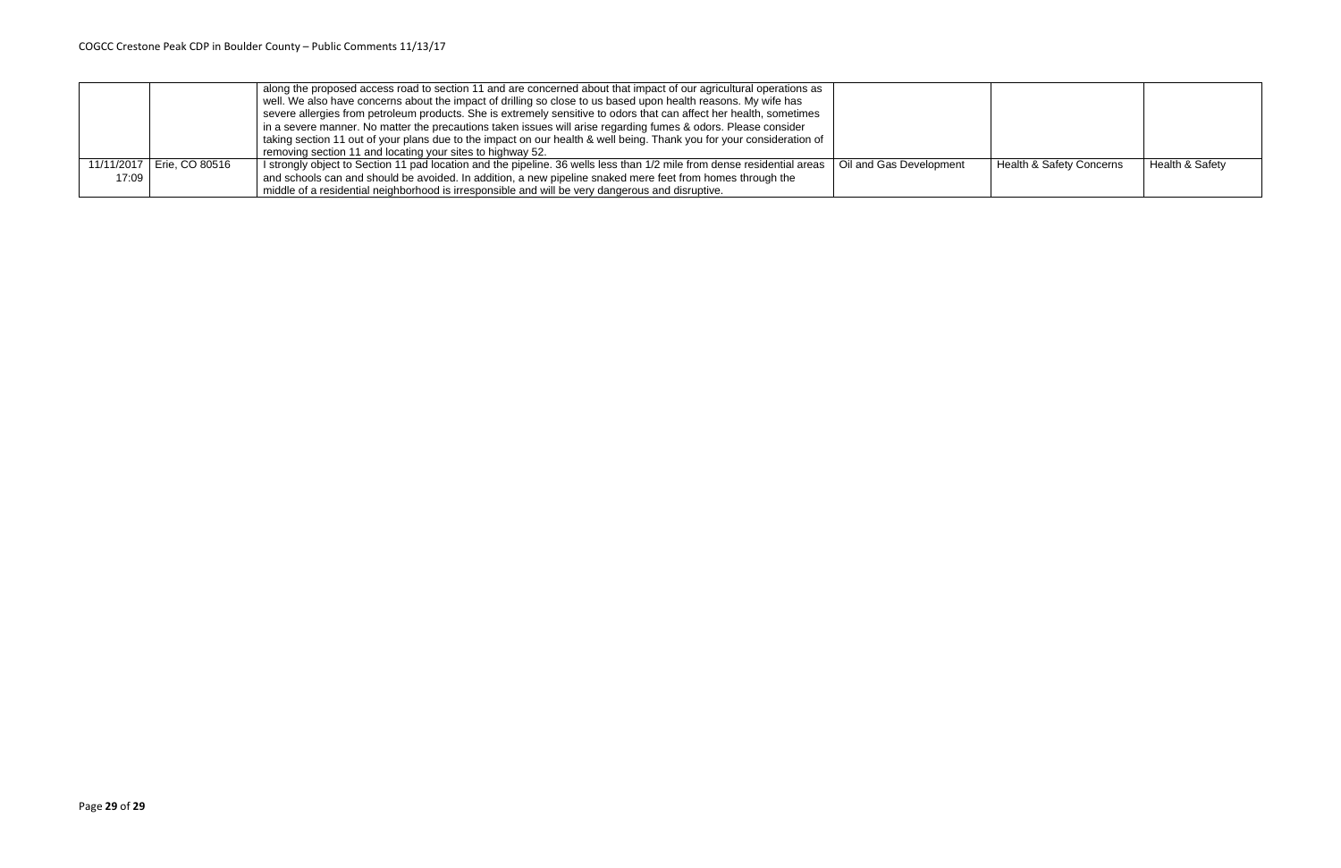| | | | | | |
|---|---|---|---|---|---|
| | | along the proposed access road to section 11 and are concerned about that impact of our agricultural operations as well. We also have concerns about the impact of drilling so close to us based upon health reasons. My wife has severe allergies from petroleum products. She is extremely sensitive to odors that can affect her health, sometimes in a severe manner. No matter the precautions taken issues will arise regarding fumes & odors. Please consider taking section 11 out of your plans due to the impact on our health & well being. Thank you for your consideration of removing section 11 and locating your sites to highway 52. | | | |
| 11/11/2017 17:09 | Erie, CO 80516 | I strongly object to Section 11 pad location and the pipeline. 36 wells less than 1/2 mile from dense residential areas and schools can and should be avoided. In addition, a new pipeline snaked mere feet from homes through the middle of a residential neighborhood is irresponsible and will be very dangerous and disruptive. | Oil and Gas Development | Health & Safety Concerns | Health & Safety |